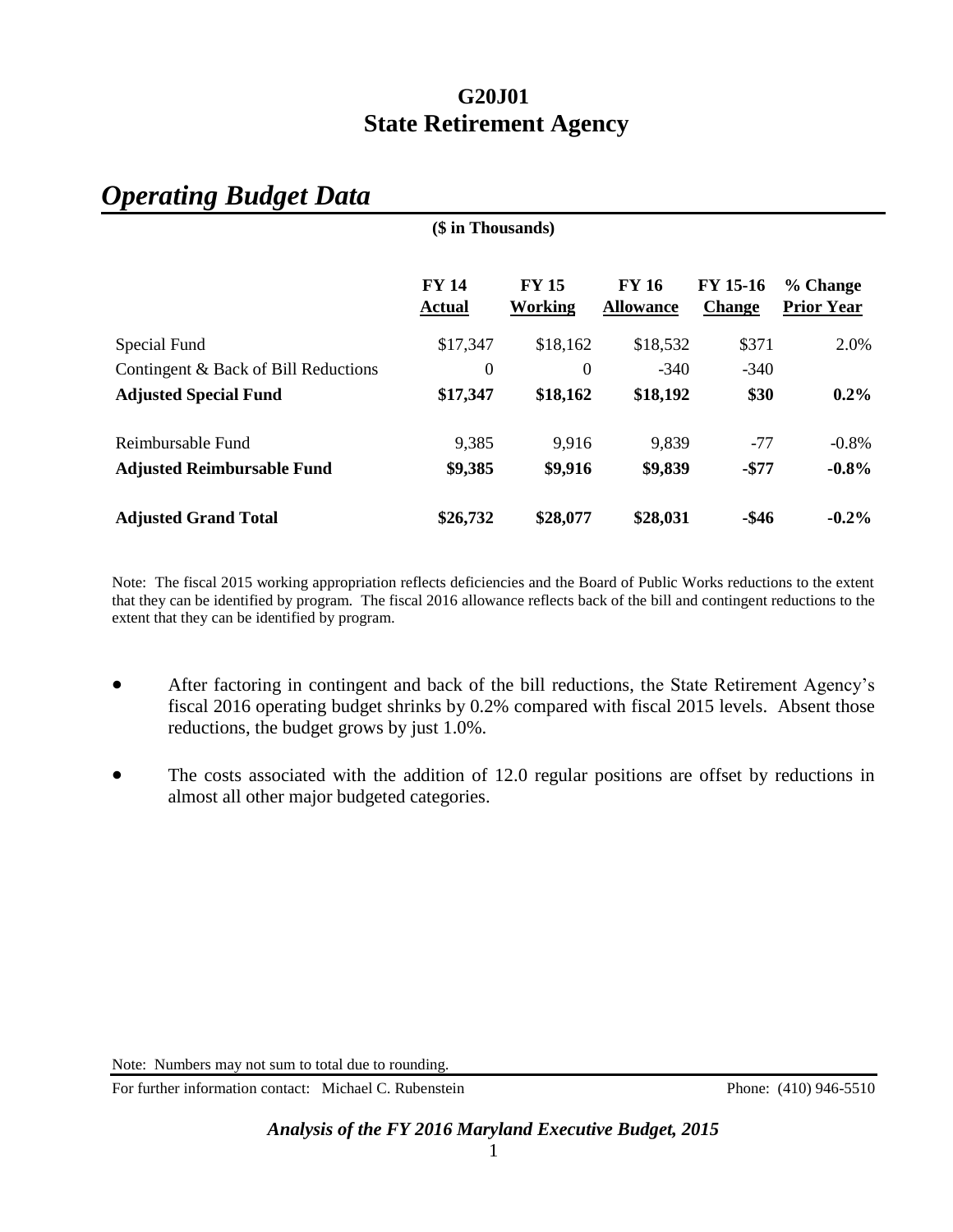# G20J01
# State Retirement Agency

## *Operating Budget Data*

**($ in Thousands)**

| | **FY 14 Actual** | **FY 15 Working** | **FY 16 Allowance** | **FY 15-16 Change** | **% Change Prior Year** |
|---|---|---|---|---|---|
| Special Fund | $17,347 | $18,162 | $18,532 | $371 | 2.0% |
| Contingent & Back of Bill Reductions | 0 | 0 | -340 | -340 | |
| **Adjusted Special Fund** | **$17,347** | **$18,162** | **$18,192** | **$30** | **0.2%** |
| Reimbursable Fund | 9,385 | 9,916 | 9,839 | -77 | -0.8% |
| **Adjusted Reimbursable Fund** | **$9,385** | **$9,916** | **$9,839** | **-$77** | **-0.8%** |
| **Adjusted Grand Total** | **$26,732** | **$28,077** | **$28,031** | **-$46** | **-0.2%** |

Note: The fiscal 2015 working appropriation reflects deficiencies and the Board of Public Works reductions to the extent that they can be identified by program. The fiscal 2016 allowance reflects back of the bill and contingent reductions to the extent that they can be identified by program.

- After factoring in contingent and back of the bill reductions, the State Retirement Agency's fiscal 2016 operating budget shrinks by 0.2% compared with fiscal 2015 levels. Absent those reductions, the budget grows by just 1.0%.
- The costs associated with the addition of 12.0 regular positions are offset by reductions in almost all other major budgeted categories.

Note: Numbers may not sum to total due to rounding.

For further information contact: Michael C. Rubenstein Phone: (410) 946-5510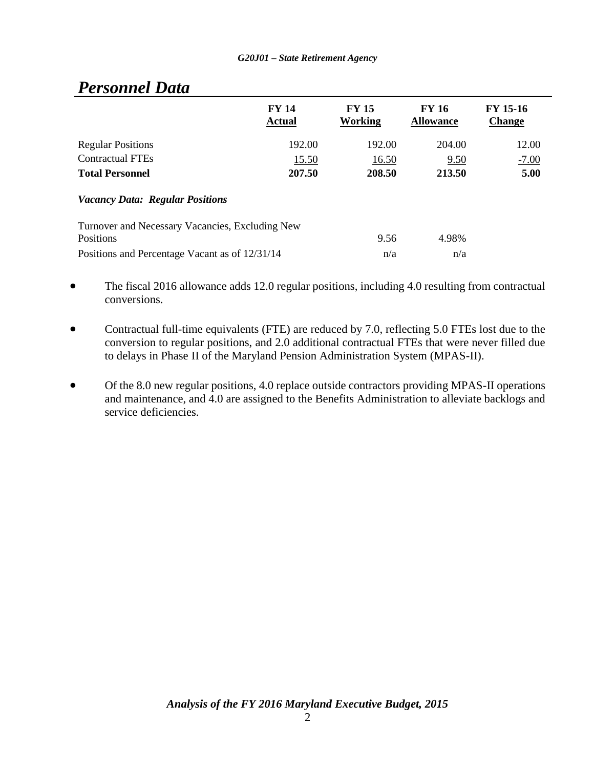## *Personnel Data*

| | FY 14 Actual | FY 15 Working | FY 16 Allowance | FY 15-16 Change |
|---|---|---|---|---|
| Regular Positions | 192.00 | 192.00 | 204.00 | 12.00 |
| Contractual FTEs | 15.50 | 16.50 | 9.50 | -7.00 |
| **Total Personnel** | **207.50** | **208.50** | **213.50** | **5.00** |

***Vacancy Data: Regular Positions***

| | | |
|---|---|---|
| Turnover and Necessary Vacancies, Excluding New Positions | 9.56 | 4.98% |
| Positions and Percentage Vacant as of 12/31/14 | n/a | n/a |

- The fiscal 2016 allowance adds 12.0 regular positions, including 4.0 resulting from contractual conversions.
- Contractual full-time equivalents (FTE) are reduced by 7.0, reflecting 5.0 FTEs lost due to the conversion to regular positions, and 2.0 additional contractual FTEs that were never filled due to delays in Phase II of the Maryland Pension Administration System (MPAS-II).
- Of the 8.0 new regular positions, 4.0 replace outside contractors providing MPAS-II operations and maintenance, and 4.0 are assigned to the Benefits Administration to alleviate backlogs and service deficiencies.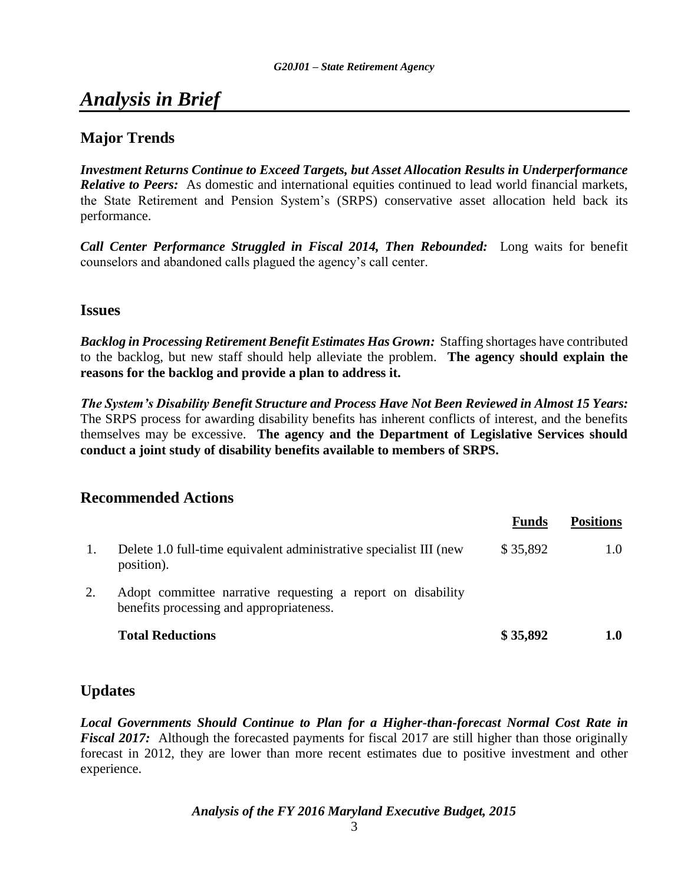# *Analysis in Brief*

## Major Trends

***Investment Returns Continue to Exceed Targets, but Asset Allocation Results in Underperformance Relative to Peers:*** As domestic and international equities continued to lead world financial markets, the State Retirement and Pension System's (SRPS) conservative asset allocation held back its performance.

***Call Center Performance Struggled in Fiscal 2014, Then Rebounded:*** Long waits for benefit counselors and abandoned calls plagued the agency's call center.

## Issues

***Backlog in Processing Retirement Benefit Estimates Has Grown:*** Staffing shortages have contributed to the backlog, but new staff should help alleviate the problem. **The agency should explain the reasons for the backlog and provide a plan to address it.**

***The System's Disability Benefit Structure and Process Have Not Been Reviewed in Almost 15 Years:*** The SRPS process for awarding disability benefits has inherent conflicts of interest, and the benefits themselves may be excessive. **The agency and the Department of Legislative Services should conduct a joint study of disability benefits available to members of SRPS.**

## Recommended Actions

| | | Funds | Positions |
|---|---|---|---|
| 1. | Delete 1.0 full-time equivalent administrative specialist III (new position). | $ 35,892 | 1.0 |
| 2. | Adopt committee narrative requesting a report on disability benefits processing and appropriateness. | | |
| | **Total Reductions** | **$ 35,892** | **1.0** |

## Updates

***Local Governments Should Continue to Plan for a Higher-than-forecast Normal Cost Rate in Fiscal 2017:*** Although the forecasted payments for fiscal 2017 are still higher than those originally forecast in 2012, they are lower than more recent estimates due to positive investment and other experience.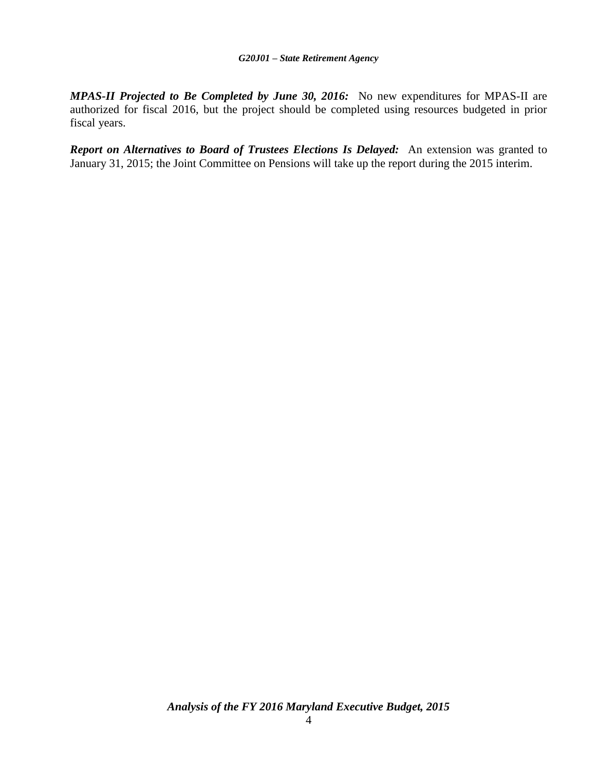***MPAS-II Projected to Be Completed by June 30, 2016:*** No new expenditures for MPAS-II are authorized for fiscal 2016, but the project should be completed using resources budgeted in prior fiscal years.

***Report on Alternatives to Board of Trustees Elections Is Delayed:*** An extension was granted to January 31, 2015; the Joint Committee on Pensions will take up the report during the 2015 interim.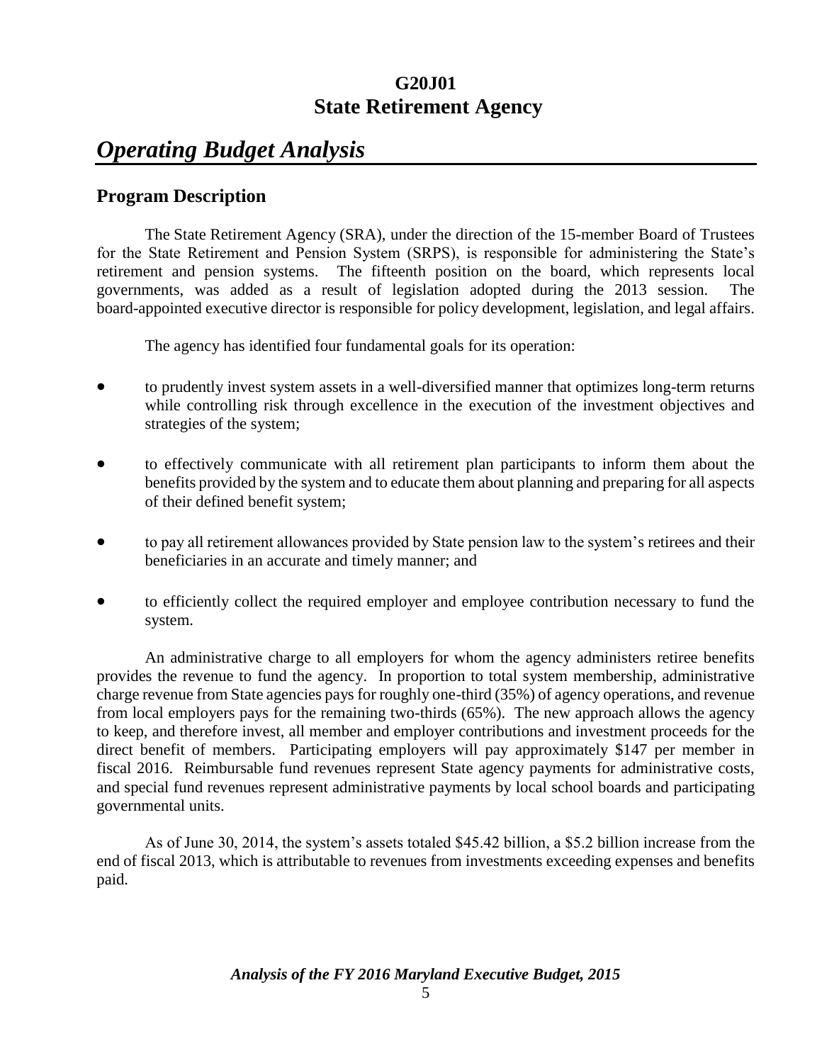# G20J01
# State Retirement Agency

## *Operating Budget Analysis*

### Program Description

The State Retirement Agency (SRA), under the direction of the 15-member Board of Trustees for the State Retirement and Pension System (SRPS), is responsible for administering the State's retirement and pension systems. The fifteenth position on the board, which represents local governments, was added as a result of legislation adopted during the 2013 session. The board-appointed executive director is responsible for policy development, legislation, and legal affairs.

The agency has identified four fundamental goals for its operation:

- to prudently invest system assets in a well-diversified manner that optimizes long-term returns while controlling risk through excellence in the execution of the investment objectives and strategies of the system;
- to effectively communicate with all retirement plan participants to inform them about the benefits provided by the system and to educate them about planning and preparing for all aspects of their defined benefit system;
- to pay all retirement allowances provided by State pension law to the system's retirees and their beneficiaries in an accurate and timely manner; and
- to efficiently collect the required employer and employee contribution necessary to fund the system.

An administrative charge to all employers for whom the agency administers retiree benefits provides the revenue to fund the agency. In proportion to total system membership, administrative charge revenue from State agencies pays for roughly one-third (35%) of agency operations, and revenue from local employers pays for the remaining two-thirds (65%). The new approach allows the agency to keep, and therefore invest, all member and employer contributions and investment proceeds for the direct benefit of members. Participating employers will pay approximately $147 per member in fiscal 2016. Reimbursable fund revenues represent State agency payments for administrative costs, and special fund revenues represent administrative payments by local school boards and participating governmental units.

As of June 30, 2014, the system's assets totaled $45.42 billion, a $5.2 billion increase from the end of fiscal 2013, which is attributable to revenues from investments exceeding expenses and benefits paid.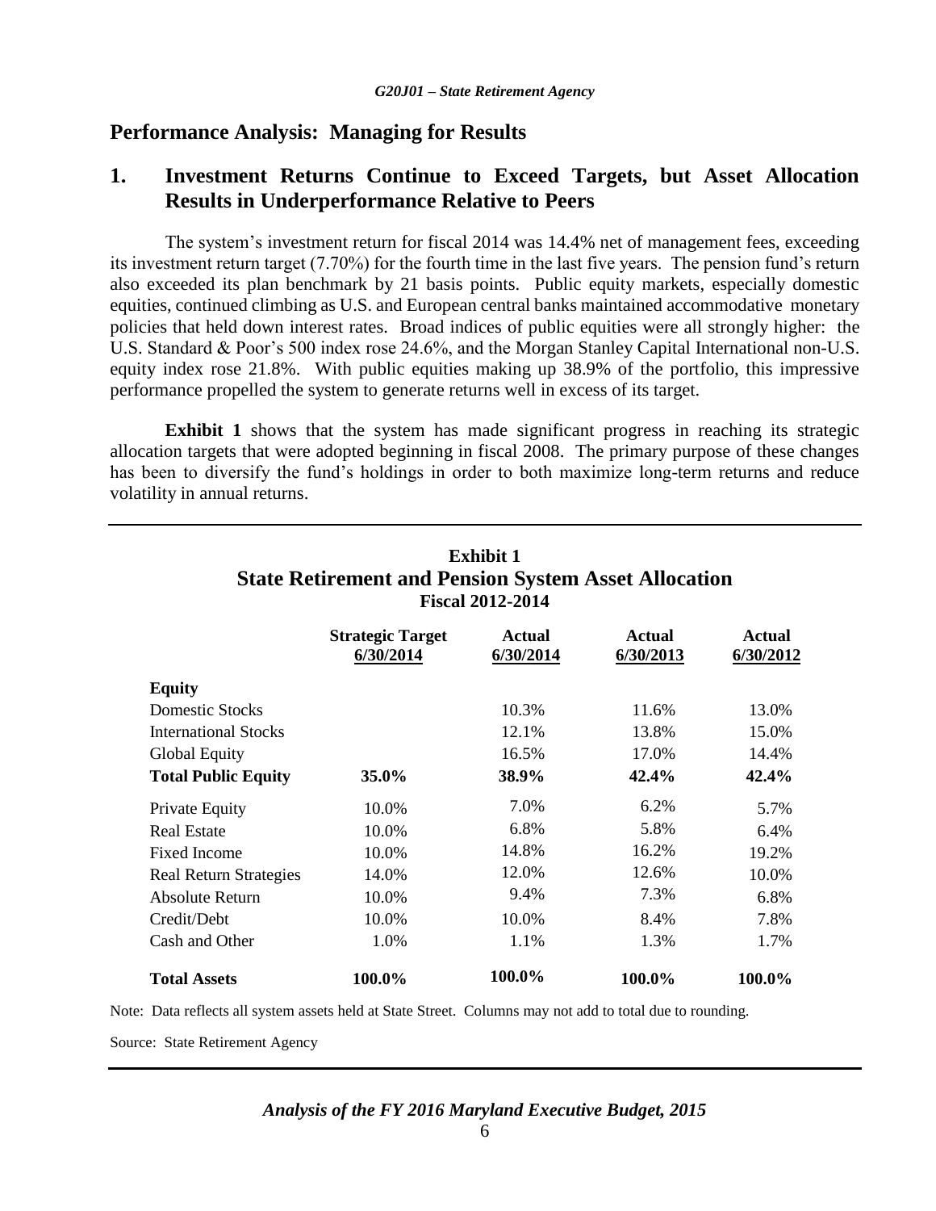## Performance Analysis: Managing for Results

### 1. Investment Returns Continue to Exceed Targets, but Asset Allocation Results in Underperformance Relative to Peers

The system's investment return for fiscal 2014 was 14.4% net of management fees, exceeding its investment return target (7.70%) for the fourth time in the last five years. The pension fund's return also exceeded its plan benchmark by 21 basis points. Public equity markets, especially domestic equities, continued climbing as U.S. and European central banks maintained accommodative monetary policies that held down interest rates. Broad indices of public equities were all strongly higher: the U.S. Standard & Poor's 500 index rose 24.6%, and the Morgan Stanley Capital International non-U.S. equity index rose 21.8%. With public equities making up 38.9% of the portfolio, this impressive performance propelled the system to generate returns well in excess of its target.

**Exhibit 1** shows that the system has made significant progress in reaching its strategic allocation targets that were adopted beginning in fiscal 2008. The primary purpose of these changes has been to diversify the fund's holdings in order to both maximize long-term returns and reduce volatility in annual returns.

**Exhibit 1**
**State Retirement and Pension System Asset Allocation**
**Fiscal 2012-2014**

| | Strategic Target 6/30/2014 | Actual 6/30/2014 | Actual 6/30/2013 | Actual 6/30/2012 |
|---|---|---|---|---|
| **Equity** | | | | |
| Domestic Stocks | | 10.3% | 11.6% | 13.0% |
| International Stocks | | 12.1% | 13.8% | 15.0% |
| Global Equity | | 16.5% | 17.0% | 14.4% |
| **Total Public Equity** | **35.0%** | **38.9%** | **42.4%** | **42.4%** |
| Private Equity | 10.0% | 7.0% | 6.2% | 5.7% |
| Real Estate | 10.0% | 6.8% | 5.8% | 6.4% |
| Fixed Income | 10.0% | 14.8% | 16.2% | 19.2% |
| Real Return Strategies | 14.0% | 12.0% | 12.6% | 10.0% |
| Absolute Return | 10.0% | 9.4% | 7.3% | 6.8% |
| Credit/Debt | 10.0% | 10.0% | 8.4% | 7.8% |
| Cash and Other | 1.0% | 1.1% | 1.3% | 1.7% |
| **Total Assets** | **100.0%** | **100.0%** | **100.0%** | **100.0%** |

Note: Data reflects all system assets held at State Street. Columns may not add to total due to rounding.

Source: State Retirement Agency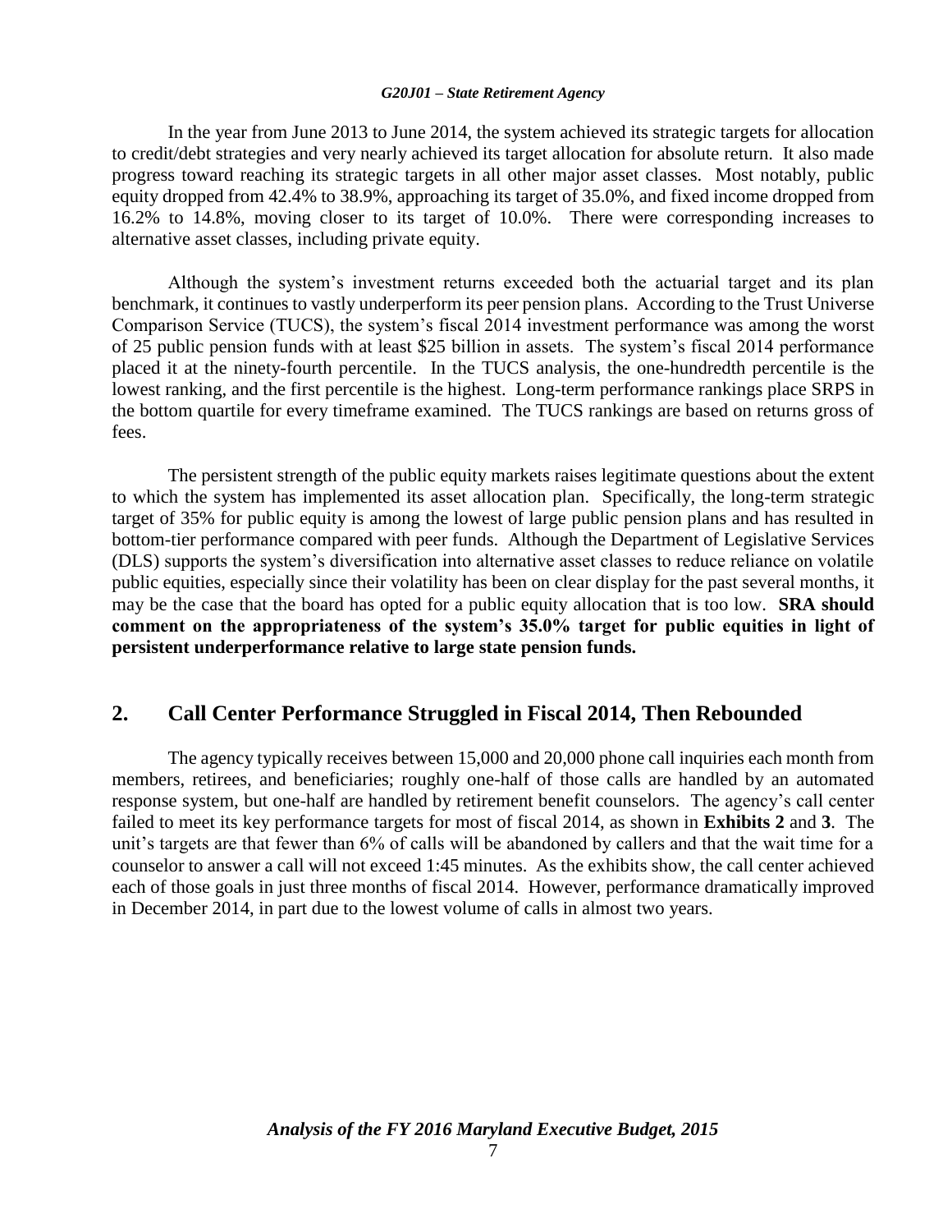In the year from June 2013 to June 2014, the system achieved its strategic targets for allocation to credit/debt strategies and very nearly achieved its target allocation for absolute return. It also made progress toward reaching its strategic targets in all other major asset classes. Most notably, public equity dropped from 42.4% to 38.9%, approaching its target of 35.0%, and fixed income dropped from 16.2% to 14.8%, moving closer to its target of 10.0%. There were corresponding increases to alternative asset classes, including private equity.

Although the system's investment returns exceeded both the actuarial target and its plan benchmark, it continues to vastly underperform its peer pension plans. According to the Trust Universe Comparison Service (TUCS), the system's fiscal 2014 investment performance was among the worst of 25 public pension funds with at least $25 billion in assets. The system's fiscal 2014 performance placed it at the ninety-fourth percentile. In the TUCS analysis, the one-hundredth percentile is the lowest ranking, and the first percentile is the highest. Long-term performance rankings place SRPS in the bottom quartile for every timeframe examined. The TUCS rankings are based on returns gross of fees.

The persistent strength of the public equity markets raises legitimate questions about the extent to which the system has implemented its asset allocation plan. Specifically, the long-term strategic target of 35% for public equity is among the lowest of large public pension plans and has resulted in bottom-tier performance compared with peer funds. Although the Department of Legislative Services (DLS) supports the system's diversification into alternative asset classes to reduce reliance on volatile public equities, especially since their volatility has been on clear display for the past several months, it may be the case that the board has opted for a public equity allocation that is too low. **SRA should comment on the appropriateness of the system's 35.0% target for public equities in light of persistent underperformance relative to large state pension funds.**

## 2. Call Center Performance Struggled in Fiscal 2014, Then Rebounded

The agency typically receives between 15,000 and 20,000 phone call inquiries each month from members, retirees, and beneficiaries; roughly one-half of those calls are handled by an automated response system, but one-half are handled by retirement benefit counselors. The agency's call center failed to meet its key performance targets for most of fiscal 2014, as shown in **Exhibits 2** and **3**. The unit's targets are that fewer than 6% of calls will be abandoned by callers and that the wait time for a counselor to answer a call will not exceed 1:45 minutes. As the exhibits show, the call center achieved each of those goals in just three months of fiscal 2014. However, performance dramatically improved in December 2014, in part due to the lowest volume of calls in almost two years.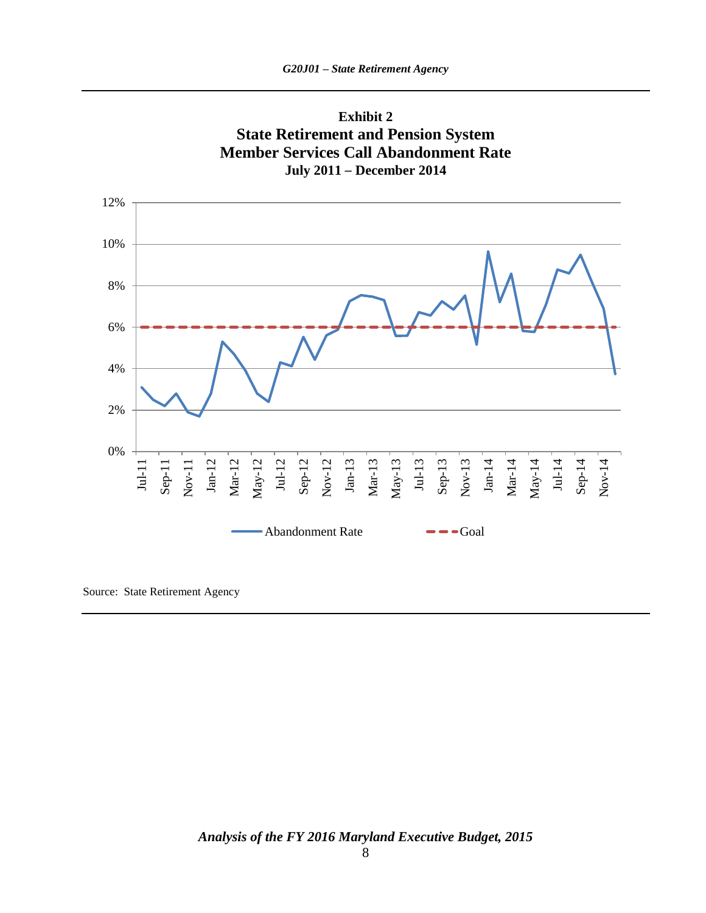**Exhibit 2**
**State Retirement and Pension System**
**Member Services Call Abandonment Rate**
**July 2011 – December 2014**

Source: State Retirement Agency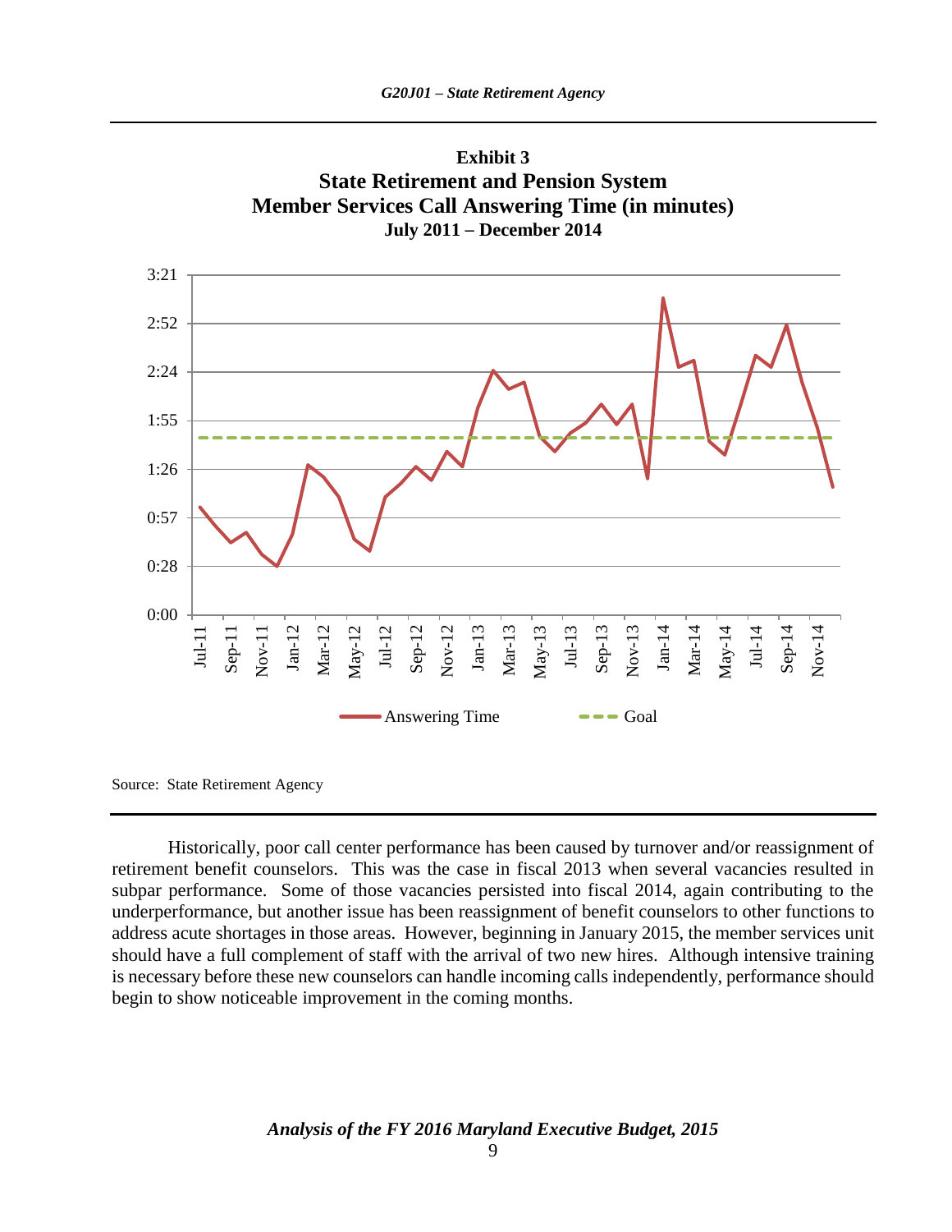**Exhibit 3**
**State Retirement and Pension System**
**Member Services Call Answering Time (in minutes)**
**July 2011 – December 2014**

Source: State Retirement Agency

Historically, poor call center performance has been caused by turnover and/or reassignment of retirement benefit counselors. This was the case in fiscal 2013 when several vacancies resulted in subpar performance. Some of those vacancies persisted into fiscal 2014, again contributing to the underperformance, but another issue has been reassignment of benefit counselors to other functions to address acute shortages in those areas. However, beginning in January 2015, the member services unit should have a full complement of staff with the arrival of two new hires. Although intensive training is necessary before these new counselors can handle incoming calls independently, performance should begin to show noticeable improvement in the coming months.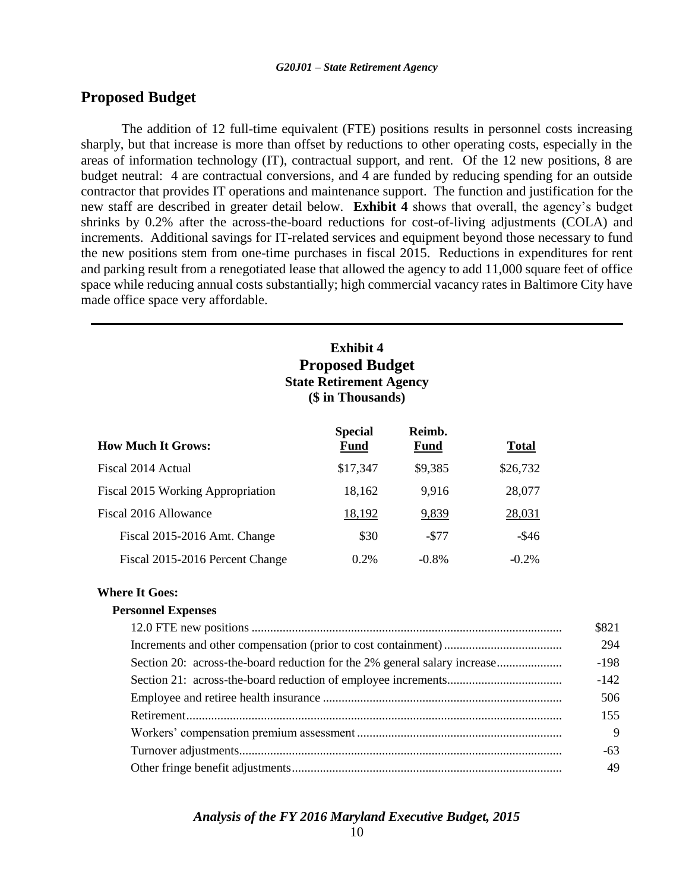## Proposed Budget

The addition of 12 full-time equivalent (FTE) positions results in personnel costs increasing sharply, but that increase is more than offset by reductions to other operating costs, especially in the areas of information technology (IT), contractual support, and rent. Of the 12 new positions, 8 are budget neutral: 4 are contractual conversions, and 4 are funded by reducing spending for an outside contractor that provides IT operations and maintenance support. The function and justification for the new staff are described in greater detail below. **Exhibit 4** shows that overall, the agency's budget shrinks by 0.2% after the across-the-board reductions for cost-of-living adjustments (COLA) and increments. Additional savings for IT-related services and equipment beyond those necessary to fund the new positions stem from one-time purchases in fiscal 2015. Reductions in expenditures for rent and parking result from a renegotiated lease that allowed the agency to add 11,000 square feet of office space while reducing annual costs substantially; high commercial vacancy rates in Baltimore City have made office space very affordable.

**Exhibit 4**
**Proposed Budget**
**State Retirement Agency**
**($ in Thousands)**

| How Much It Grows: | Special Fund | Reimb. Fund | Total |
|---|---|---|---|
| Fiscal 2014 Actual | $17,347 | $9,385 | $26,732 |
| Fiscal 2015 Working Appropriation | 18,162 | 9,916 | 28,077 |
| Fiscal 2016 Allowance | 18,192 | 9,839 | 28,031 |
| Fiscal 2015-2016 Amt. Change | $30 | -$77 | -$46 |
| Fiscal 2015-2016 Percent Change | 0.2% | -0.8% | -0.2% |

**Where It Goes:**

| Personnel Expenses | |
|---|---|
| 12.0 FTE new positions | $821 |
| Increments and other compensation (prior to cost containment) | 294 |
| Section 20: across-the-board reduction for the 2% general salary increase | -198 |
| Section 21: across-the-board reduction of employee increments | -142 |
| Employee and retiree health insurance | 506 |
| Retirement | 155 |
| Workers' compensation premium assessment | 9 |
| Turnover adjustments | -63 |
| Other fringe benefit adjustments | 49 |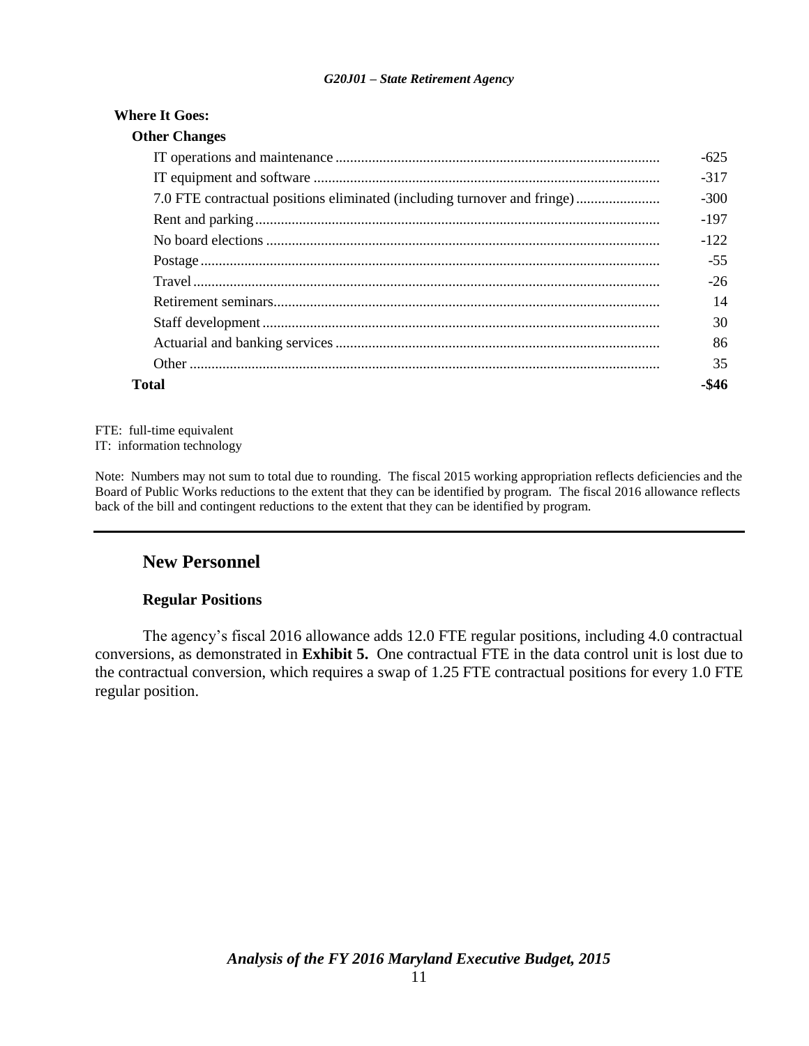**Where It Goes:**

| Other Changes | |
|---|---|
| IT operations and maintenance | -625 |
| IT equipment and software | -317 |
| 7.0 FTE contractual positions eliminated (including turnover and fringe) | -300 |
| Rent and parking | -197 |
| No board elections | -122 |
| Postage | -55 |
| Travel | -26 |
| Retirement seminars | 14 |
| Staff development | 30 |
| Actuarial and banking services | 86 |
| Other | 35 |
| **Total** | **-$46** |

FTE: full-time equivalent
IT: information technology

Note: Numbers may not sum to total due to rounding. The fiscal 2015 working appropriation reflects deficiencies and the Board of Public Works reductions to the extent that they can be identified by program. The fiscal 2016 allowance reflects back of the bill and contingent reductions to the extent that they can be identified by program.

## New Personnel

### Regular Positions

The agency's fiscal 2016 allowance adds 12.0 FTE regular positions, including 4.0 contractual conversions, as demonstrated in **Exhibit 5.** One contractual FTE in the data control unit is lost due to the contractual conversion, which requires a swap of 1.25 FTE contractual positions for every 1.0 FTE regular position.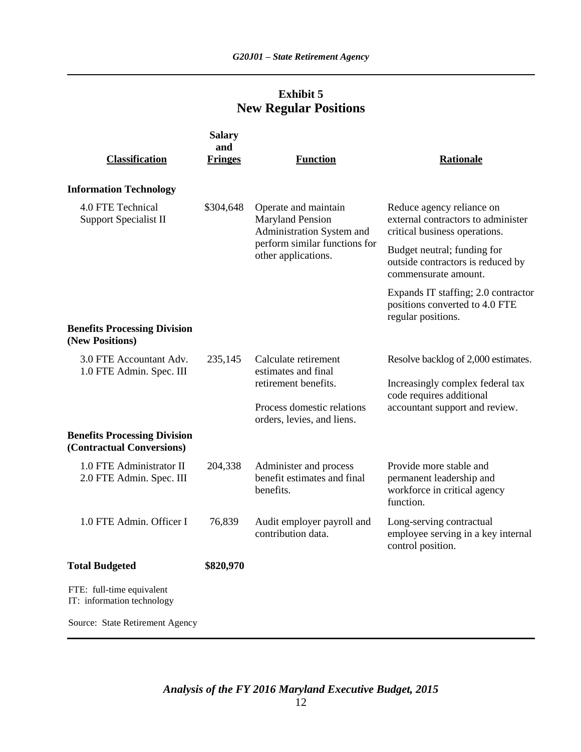## Exhibit 5
## New Regular Positions

| Classification | Salary and Fringes | Function | Rationale |
|---|---|---|---|
| **Information Technology** | | | |
| 4.0 FTE Technical Support Specialist II | $304,648 | Operate and maintain Maryland Pension Administration System and perform similar functions for other applications. | Reduce agency reliance on external contractors to administer critical business operations. Budget neutral; funding for outside contractors is reduced by commensurate amount. Expands IT staffing; 2.0 contractor positions converted to 4.0 FTE regular positions. |
| **Benefits Processing Division (New Positions)** | | | |
| 3.0 FTE Accountant Adv. 1.0 FTE Admin. Spec. III | 235,145 | Calculate retirement estimates and final retirement benefits. Process domestic relations orders, levies, and liens. | Resolve backlog of 2,000 estimates. Increasingly complex federal tax code requires additional accountant support and review. |
| **Benefits Processing Division (Contractual Conversions)** | | | |
| 1.0 FTE Administrator II 2.0 FTE Admin. Spec. III | 204,338 | Administer and process benefit estimates and final benefits. | Provide more stable and permanent leadership and workforce in critical agency function. |
| 1.0 FTE Admin. Officer I | 76,839 | Audit employer payroll and contribution data. | Long-serving contractual employee serving in a key internal control position. |
| **Total Budgeted** | **$820,970** | | |

FTE: full-time equivalent
IT: information technology

Source: State Retirement Agency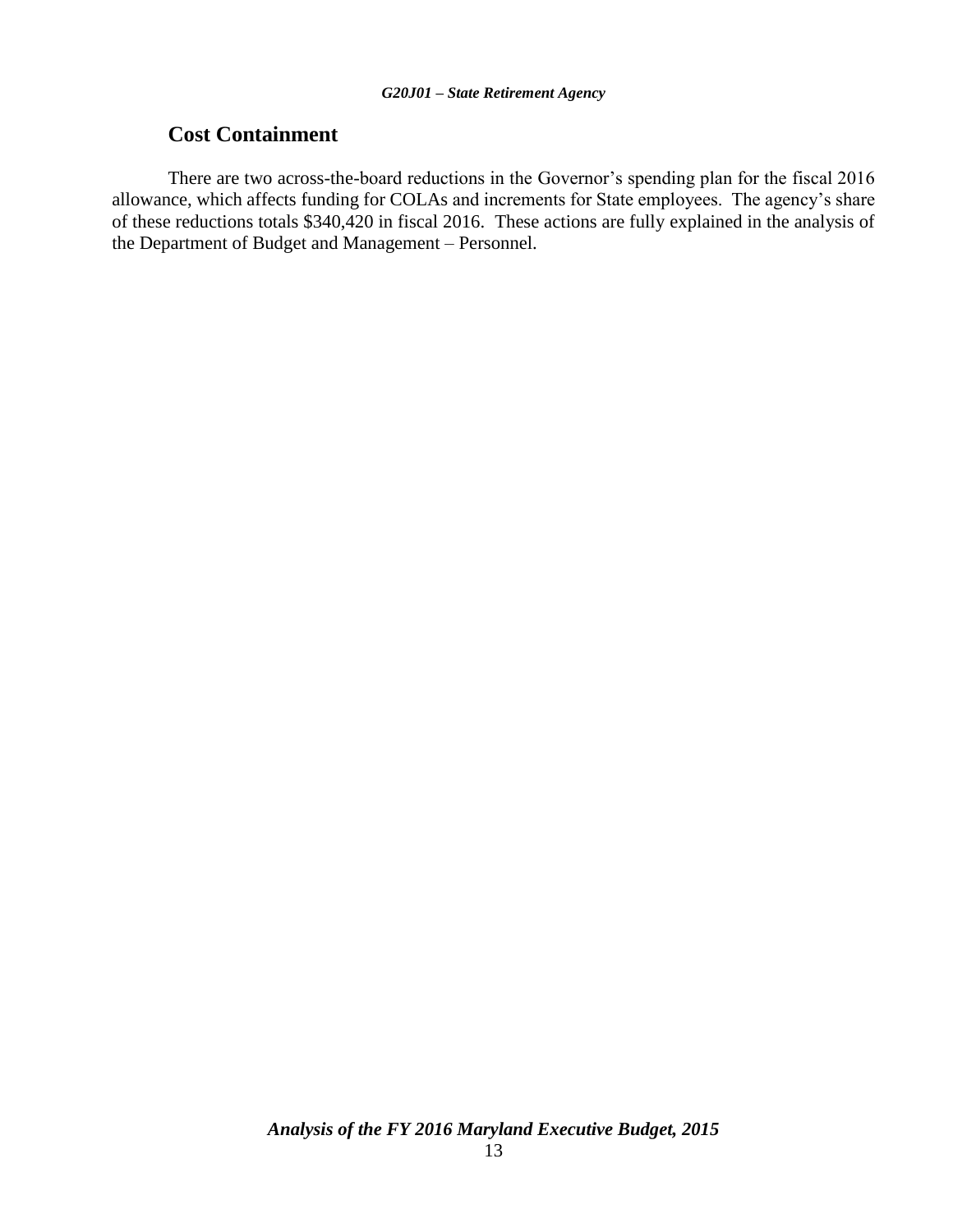## Cost Containment

There are two across-the-board reductions in the Governor's spending plan for the fiscal 2016 allowance, which affects funding for COLAs and increments for State employees. The agency's share of these reductions totals $340,420 in fiscal 2016. These actions are fully explained in the analysis of the Department of Budget and Management – Personnel.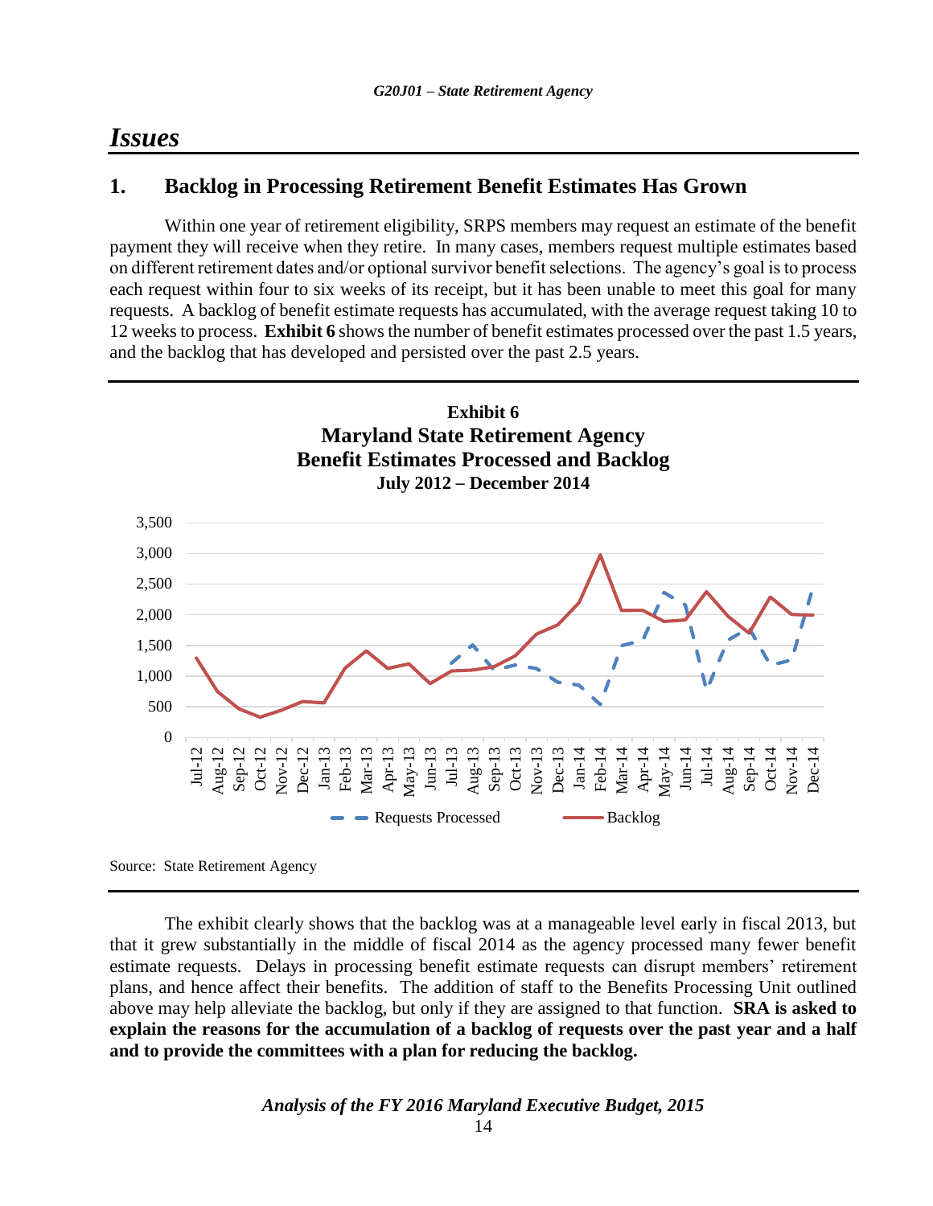## Issues

### 1. Backlog in Processing Retirement Benefit Estimates Has Grown

Within one year of retirement eligibility, SRPS members may request an estimate of the benefit payment they will receive when they retire. In many cases, members request multiple estimates based on different retirement dates and/or optional survivor benefit selections. The agency's goal is to process each request within four to six weeks of its receipt, but it has been unable to meet this goal for many requests. A backlog of benefit estimate requests has accumulated, with the average request taking 10 to 12 weeks to process. **Exhibit 6** shows the number of benefit estimates processed over the past 1.5 years, and the backlog that has developed and persisted over the past 2.5 years.

**Exhibit 6**
**Maryland State Retirement Agency**
**Benefit Estimates Processed and Backlog**
**July 2012 – December 2014**

Source: State Retirement Agency

The exhibit clearly shows that the backlog was at a manageable level early in fiscal 2013, but that it grew substantially in the middle of fiscal 2014 as the agency processed many fewer benefit estimate requests. Delays in processing benefit estimate requests can disrupt members' retirement plans, and hence affect their benefits. The addition of staff to the Benefits Processing Unit outlined above may help alleviate the backlog, but only if they are assigned to that function. **SRA is asked to explain the reasons for the accumulation of a backlog of requests over the past year and a half and to provide the committees with a plan for reducing the backlog.**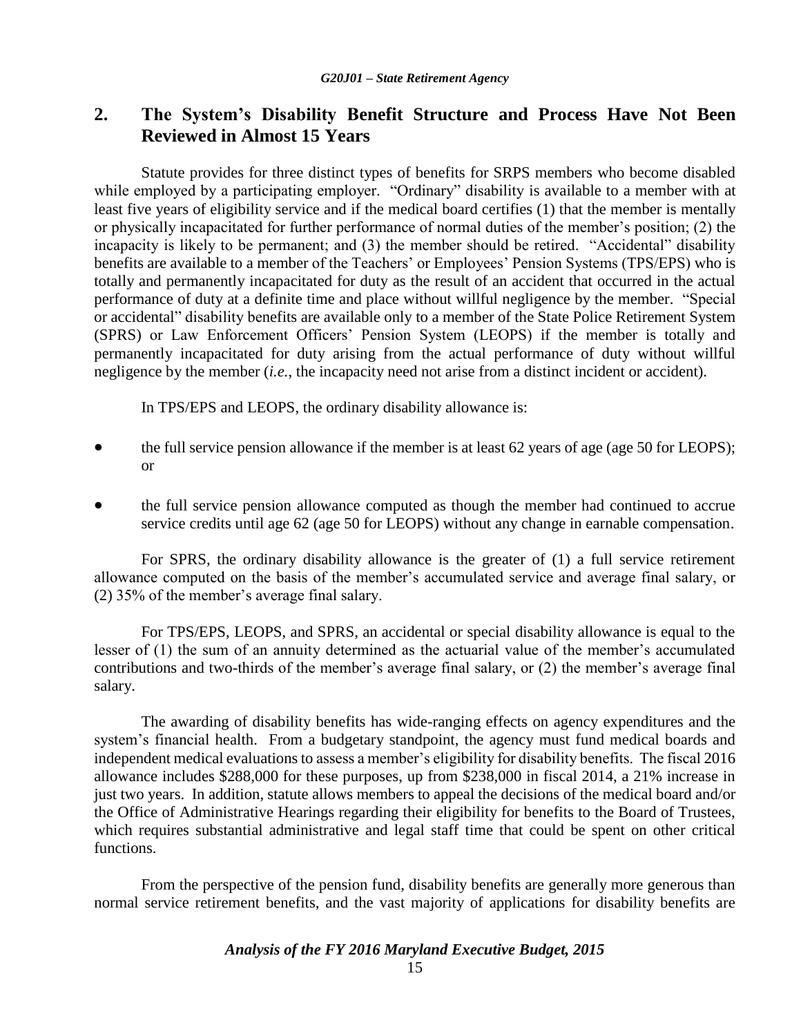## 2. The System's Disability Benefit Structure and Process Have Not Been Reviewed in Almost 15 Years

Statute provides for three distinct types of benefits for SRPS members who become disabled while employed by a participating employer. "Ordinary" disability is available to a member with at least five years of eligibility service and if the medical board certifies (1) that the member is mentally or physically incapacitated for further performance of normal duties of the member's position; (2) the incapacity is likely to be permanent; and (3) the member should be retired. "Accidental" disability benefits are available to a member of the Teachers' or Employees' Pension Systems (TPS/EPS) who is totally and permanently incapacitated for duty as the result of an accident that occurred in the actual performance of duty at a definite time and place without willful negligence by the member. "Special or accidental" disability benefits are available only to a member of the State Police Retirement System (SPRS) or Law Enforcement Officers' Pension System (LEOPS) if the member is totally and permanently incapacitated for duty arising from the actual performance of duty without willful negligence by the member (*i.e.*, the incapacity need not arise from a distinct incident or accident).

In TPS/EPS and LEOPS, the ordinary disability allowance is:

- the full service pension allowance if the member is at least 62 years of age (age 50 for LEOPS); or
- the full service pension allowance computed as though the member had continued to accrue service credits until age 62 (age 50 for LEOPS) without any change in earnable compensation.

For SPRS, the ordinary disability allowance is the greater of (1) a full service retirement allowance computed on the basis of the member's accumulated service and average final salary, or (2) 35% of the member's average final salary.

For TPS/EPS, LEOPS, and SPRS, an accidental or special disability allowance is equal to the lesser of (1) the sum of an annuity determined as the actuarial value of the member's accumulated contributions and two-thirds of the member's average final salary, or (2) the member's average final salary.

The awarding of disability benefits has wide-ranging effects on agency expenditures and the system's financial health. From a budgetary standpoint, the agency must fund medical boards and independent medical evaluations to assess a member's eligibility for disability benefits. The fiscal 2016 allowance includes $288,000 for these purposes, up from $238,000 in fiscal 2014, a 21% increase in just two years. In addition, statute allows members to appeal the decisions of the medical board and/or the Office of Administrative Hearings regarding their eligibility for benefits to the Board of Trustees, which requires substantial administrative and legal staff time that could be spent on other critical functions.

From the perspective of the pension fund, disability benefits are generally more generous than normal service retirement benefits, and the vast majority of applications for disability benefits are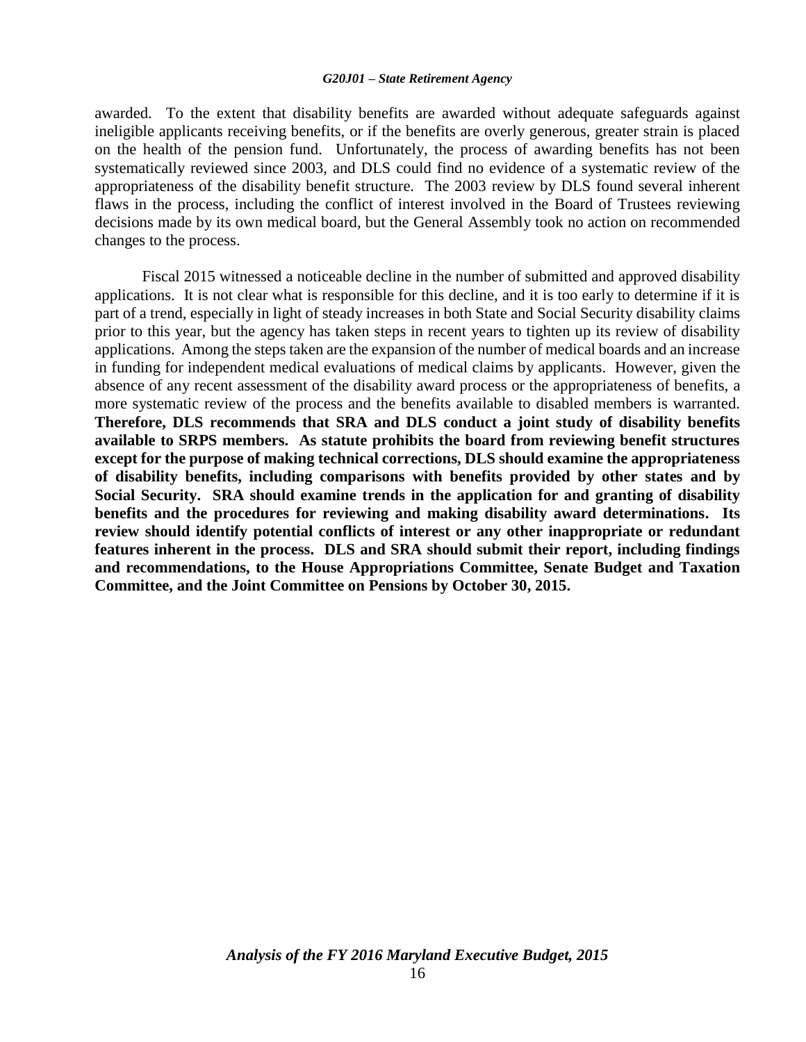awarded. To the extent that disability benefits are awarded without adequate safeguards against ineligible applicants receiving benefits, or if the benefits are overly generous, greater strain is placed on the health of the pension fund. Unfortunately, the process of awarding benefits has not been systematically reviewed since 2003, and DLS could find no evidence of a systematic review of the appropriateness of the disability benefit structure. The 2003 review by DLS found several inherent flaws in the process, including the conflict of interest involved in the Board of Trustees reviewing decisions made by its own medical board, but the General Assembly took no action on recommended changes to the process.

Fiscal 2015 witnessed a noticeable decline in the number of submitted and approved disability applications. It is not clear what is responsible for this decline, and it is too early to determine if it is part of a trend, especially in light of steady increases in both State and Social Security disability claims prior to this year, but the agency has taken steps in recent years to tighten up its review of disability applications. Among the steps taken are the expansion of the number of medical boards and an increase in funding for independent medical evaluations of medical claims by applicants. However, given the absence of any recent assessment of the disability award process or the appropriateness of benefits, a more systematic review of the process and the benefits available to disabled members is warranted. **Therefore, DLS recommends that SRA and DLS conduct a joint study of disability benefits available to SRPS members. As statute prohibits the board from reviewing benefit structures except for the purpose of making technical corrections, DLS should examine the appropriateness of disability benefits, including comparisons with benefits provided by other states and by Social Security. SRA should examine trends in the application for and granting of disability benefits and the procedures for reviewing and making disability award determinations. Its review should identify potential conflicts of interest or any other inappropriate or redundant features inherent in the process. DLS and SRA should submit their report, including findings and recommendations, to the House Appropriations Committee, Senate Budget and Taxation Committee, and the Joint Committee on Pensions by October 30, 2015.**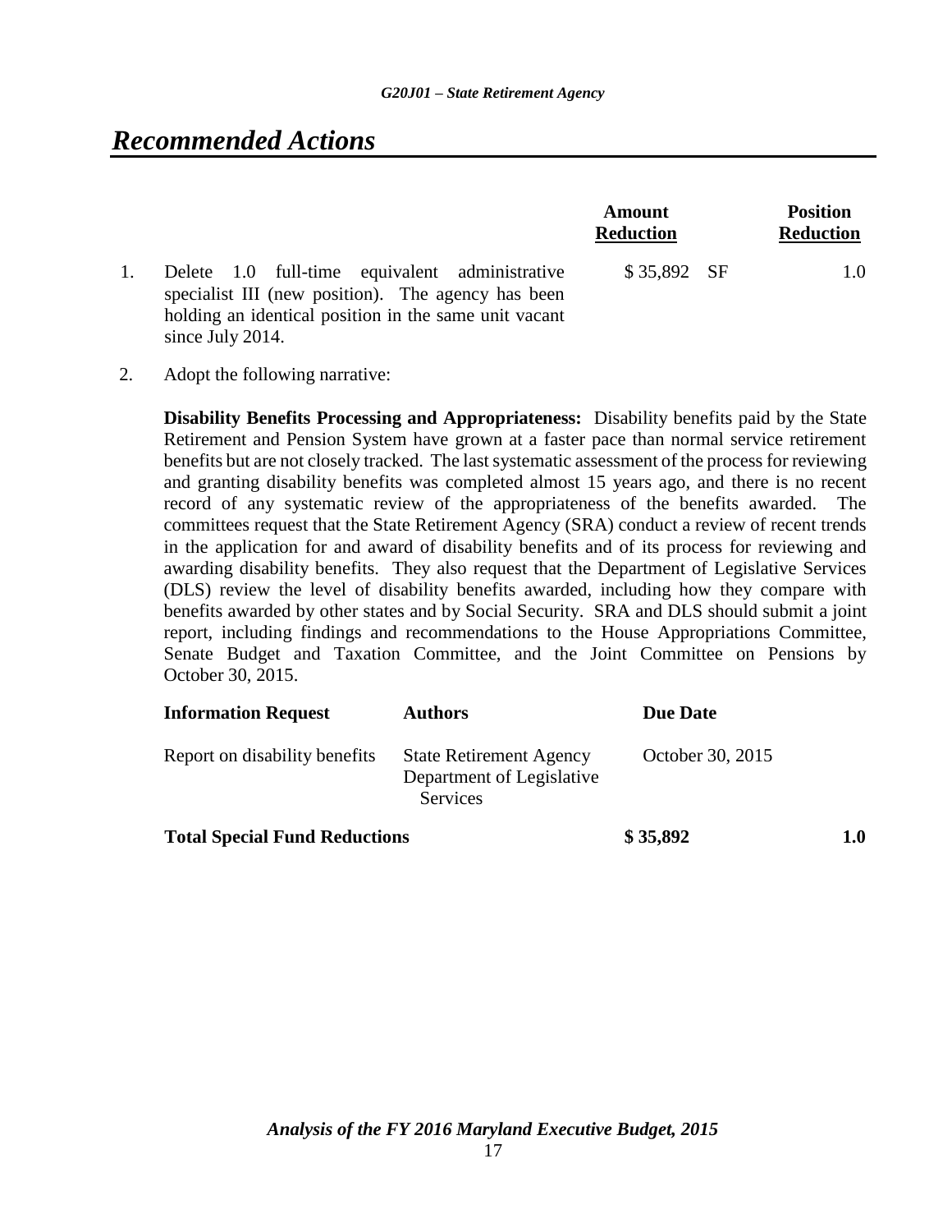# Recommended Actions

| | | Amount Reduction | | Position Reduction |
|---|---|---|---|---|
| 1. | Delete 1.0 full-time equivalent administrative specialist III (new position). The agency has been holding an identical position in the same unit vacant since July 2014. | $ 35,892 | SF | 1.0 |

2. Adopt the following narrative:

**Disability Benefits Processing and Appropriateness:** Disability benefits paid by the State Retirement and Pension System have grown at a faster pace than normal service retirement benefits but are not closely tracked. The last systematic assessment of the process for reviewing and granting disability benefits was completed almost 15 years ago, and there is no recent record of any systematic review of the appropriateness of the benefits awarded. The committees request that the State Retirement Agency (SRA) conduct a review of recent trends in the application for and award of disability benefits and of its process for reviewing and awarding disability benefits. They also request that the Department of Legislative Services (DLS) review the level of disability benefits awarded, including how they compare with benefits awarded by other states and by Social Security. SRA and DLS should submit a joint report, including findings and recommendations to the House Appropriations Committee, Senate Budget and Taxation Committee, and the Joint Committee on Pensions by October 30, 2015.

| Information Request | Authors | Due Date |
|---|---|---|
| Report on disability benefits | State Retirement Agency<br>Department of Legislative Services | October 30, 2015 |

| **Total Special Fund Reductions** | **$ 35,892** | **1.0** |
|---|---|---|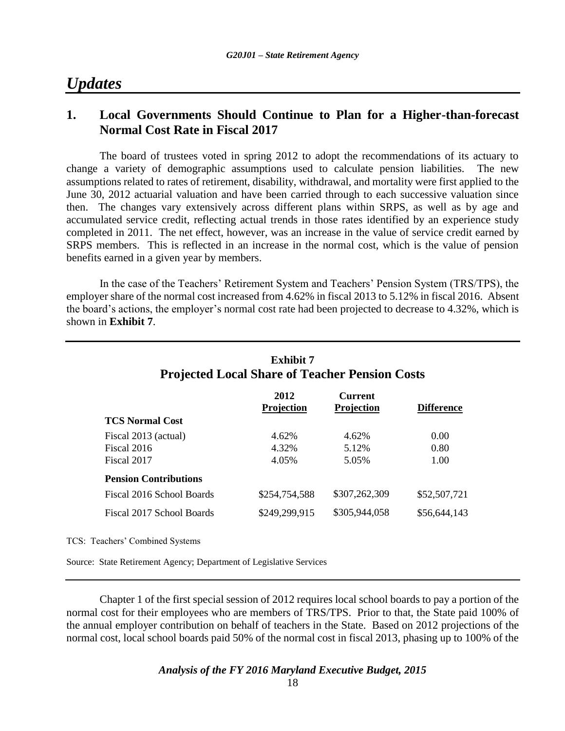# *Updates*

## 1. Local Governments Should Continue to Plan for a Higher-than-forecast Normal Cost Rate in Fiscal 2017

The board of trustees voted in spring 2012 to adopt the recommendations of its actuary to change a variety of demographic assumptions used to calculate pension liabilities. The new assumptions related to rates of retirement, disability, withdrawal, and mortality were first applied to the June 30, 2012 actuarial valuation and have been carried through to each successive valuation since then. The changes vary extensively across different plans within SRPS, as well as by age and accumulated service credit, reflecting actual trends in those rates identified by an experience study completed in 2011. The net effect, however, was an increase in the value of service credit earned by SRPS members. This is reflected in an increase in the normal cost, which is the value of pension benefits earned in a given year by members.

In the case of the Teachers' Retirement System and Teachers' Pension System (TRS/TPS), the employer share of the normal cost increased from 4.62% in fiscal 2013 to 5.12% in fiscal 2016. Absent the board's actions, the employer's normal cost rate had been projected to decrease to 4.32%, which is shown in **Exhibit 7**.

**Exhibit 7**
**Projected Local Share of Teacher Pension Costs**

| | 2012 Projection | Current Projection | Difference |
|---|---|---|---|
| **TCS Normal Cost** | | | |
| Fiscal 2013 (actual) | 4.62% | 4.62% | 0.00 |
| Fiscal 2016 | 4.32% | 5.12% | 0.80 |
| Fiscal 2017 | 4.05% | 5.05% | 1.00 |
| **Pension Contributions** | | | |
| Fiscal 2016 School Boards | $254,754,588 | $307,262,309 | $52,507,721 |
| Fiscal 2017 School Boards | $249,299,915 | $305,944,058 | $56,644,143 |

TCS: Teachers' Combined Systems

Source: State Retirement Agency; Department of Legislative Services

Chapter 1 of the first special session of 2012 requires local school boards to pay a portion of the normal cost for their employees who are members of TRS/TPS. Prior to that, the State paid 100% of the annual employer contribution on behalf of teachers in the State. Based on 2012 projections of the normal cost, local school boards paid 50% of the normal cost in fiscal 2013, phasing up to 100% of the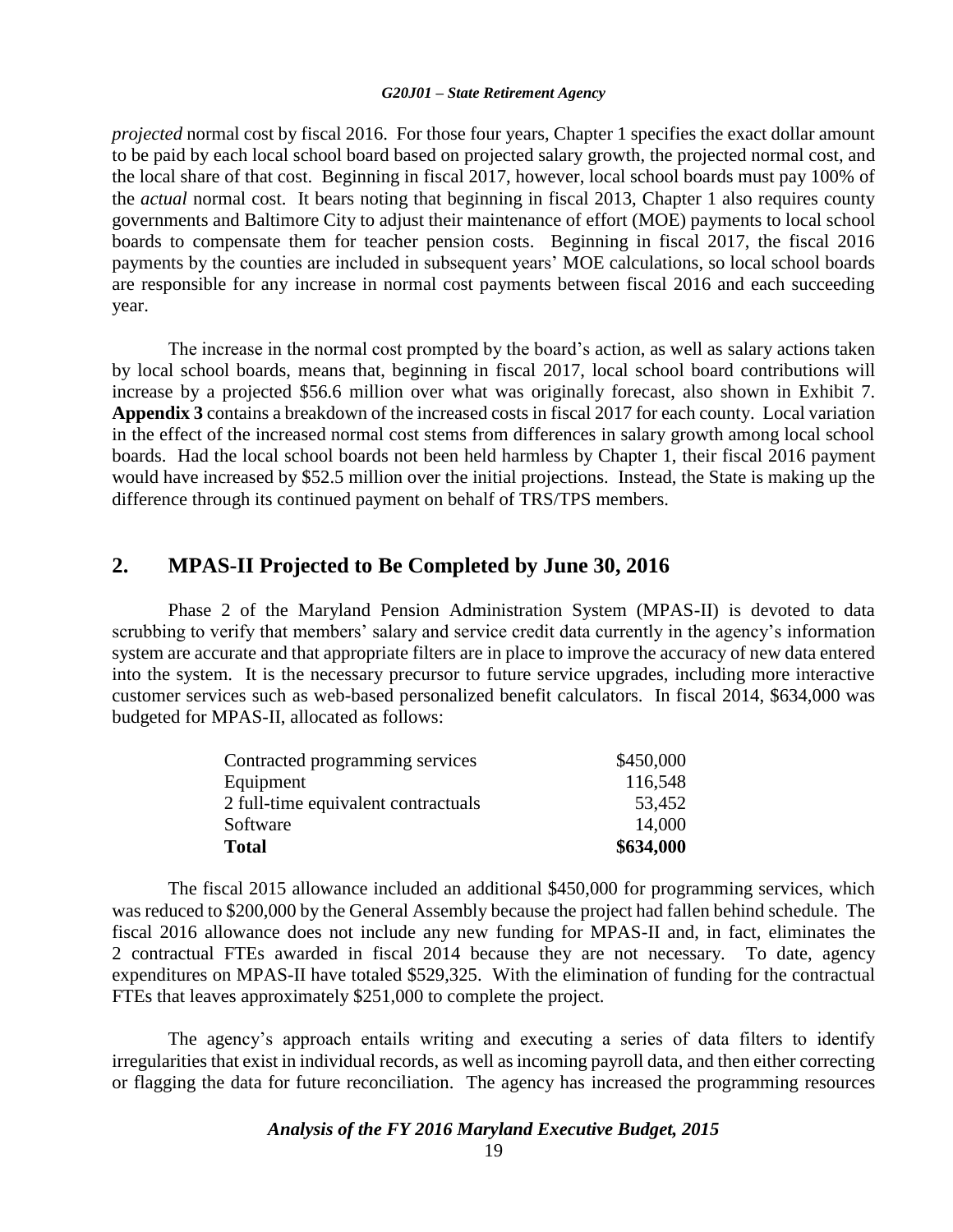*projected* normal cost by fiscal 2016. For those four years, Chapter 1 specifies the exact dollar amount to be paid by each local school board based on projected salary growth, the projected normal cost, and the local share of that cost. Beginning in fiscal 2017, however, local school boards must pay 100% of the *actual* normal cost. It bears noting that beginning in fiscal 2013, Chapter 1 also requires county governments and Baltimore City to adjust their maintenance of effort (MOE) payments to local school boards to compensate them for teacher pension costs. Beginning in fiscal 2017, the fiscal 2016 payments by the counties are included in subsequent years' MOE calculations, so local school boards are responsible for any increase in normal cost payments between fiscal 2016 and each succeeding year.

The increase in the normal cost prompted by the board's action, as well as salary actions taken by local school boards, means that, beginning in fiscal 2017, local school board contributions will increase by a projected $56.6 million over what was originally forecast, also shown in Exhibit 7. **Appendix 3** contains a breakdown of the increased costs in fiscal 2017 for each county. Local variation in the effect of the increased normal cost stems from differences in salary growth among local school boards. Had the local school boards not been held harmless by Chapter 1, their fiscal 2016 payment would have increased by $52.5 million over the initial projections. Instead, the State is making up the difference through its continued payment on behalf of TRS/TPS members.

## 2. MPAS-II Projected to Be Completed by June 30, 2016

Phase 2 of the Maryland Pension Administration System (MPAS-II) is devoted to data scrubbing to verify that members' salary and service credit data currently in the agency's information system are accurate and that appropriate filters are in place to improve the accuracy of new data entered into the system. It is the necessary precursor to future service upgrades, including more interactive customer services such as web-based personalized benefit calculators. In fiscal 2014, $634,000 was budgeted for MPAS-II, allocated as follows:

| | |
|---|---:|
| Contracted programming services | $450,000 |
| Equipment | 116,548 |
| 2 full-time equivalent contractuals | 53,452 |
| Software | 14,000 |
| **Total** | **$634,000** |

The fiscal 2015 allowance included an additional $450,000 for programming services, which was reduced to $200,000 by the General Assembly because the project had fallen behind schedule. The fiscal 2016 allowance does not include any new funding for MPAS-II and, in fact, eliminates the 2 contractual FTEs awarded in fiscal 2014 because they are not necessary. To date, agency expenditures on MPAS-II have totaled $529,325. With the elimination of funding for the contractual FTEs that leaves approximately $251,000 to complete the project.

The agency's approach entails writing and executing a series of data filters to identify irregularities that exist in individual records, as well as incoming payroll data, and then either correcting or flagging the data for future reconciliation. The agency has increased the programming resources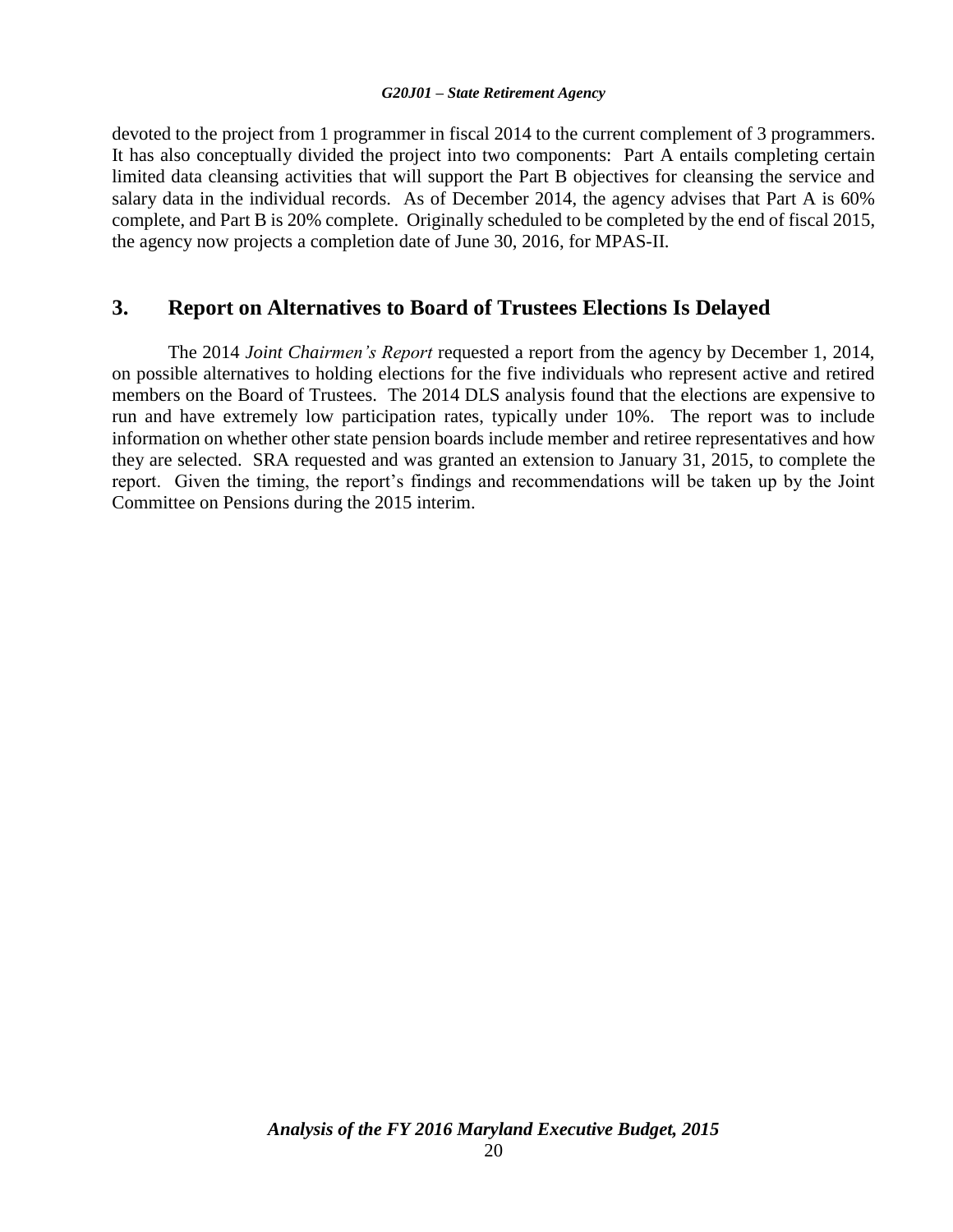devoted to the project from 1 programmer in fiscal 2014 to the current complement of 3 programmers. It has also conceptually divided the project into two components: Part A entails completing certain limited data cleansing activities that will support the Part B objectives for cleansing the service and salary data in the individual records. As of December 2014, the agency advises that Part A is 60% complete, and Part B is 20% complete. Originally scheduled to be completed by the end of fiscal 2015, the agency now projects a completion date of June 30, 2016, for MPAS-II.

## 3. Report on Alternatives to Board of Trustees Elections Is Delayed

The 2014 *Joint Chairmen's Report* requested a report from the agency by December 1, 2014, on possible alternatives to holding elections for the five individuals who represent active and retired members on the Board of Trustees. The 2014 DLS analysis found that the elections are expensive to run and have extremely low participation rates, typically under 10%. The report was to include information on whether other state pension boards include member and retiree representatives and how they are selected. SRA requested and was granted an extension to January 31, 2015, to complete the report. Given the timing, the report's findings and recommendations will be taken up by the Joint Committee on Pensions during the 2015 interim.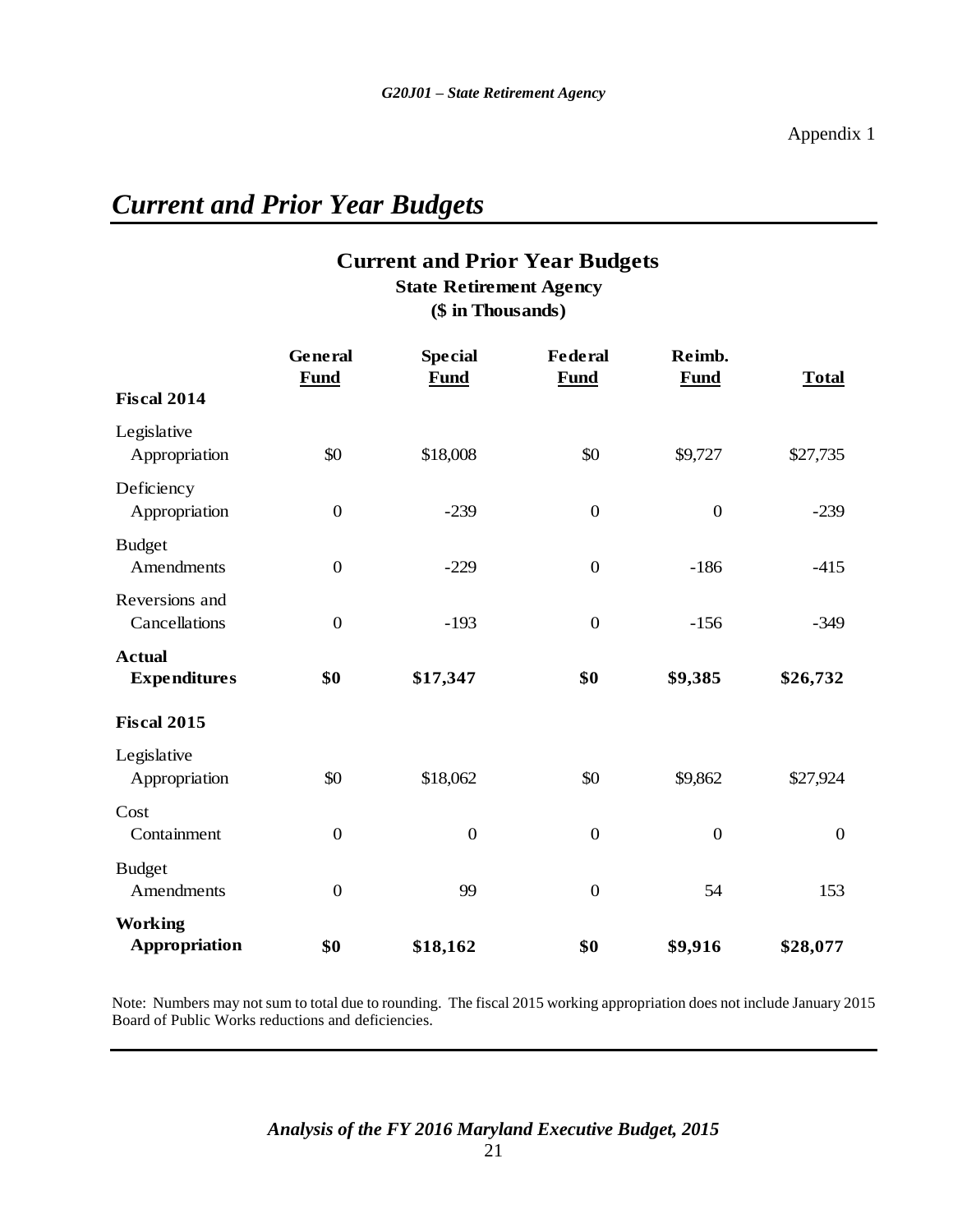Appendix 1

# *Current and Prior Year Budgets*

## Current and Prior Year Budgets
### State Retirement Agency
### ($ in Thousands)

| | General Fund | Special Fund | Federal Fund | Reimb. Fund | Total |
|---|---|---|---|---|---|
| **Fiscal 2014** | | | | | |
| Legislative Appropriation | $0 | $18,008 | $0 | $9,727 | $27,735 |
| Deficiency Appropriation | 0 | -239 | 0 | 0 | -239 |
| Budget Amendments | 0 | -229 | 0 | -186 | -415 |
| Reversions and Cancellations | 0 | -193 | 0 | -156 | -349 |
| **Actual Expenditures** | **$0** | **$17,347** | **$0** | **$9,385** | **$26,732** |
| **Fiscal 2015** | | | | | |
| Legislative Appropriation | $0 | $18,062 | $0 | $9,862 | $27,924 |
| Cost Containment | 0 | 0 | 0 | 0 | 0 |
| Budget Amendments | 0 | 99 | 0 | 54 | 153 |
| **Working Appropriation** | **$0** | **$18,162** | **$0** | **$9,916** | **$28,077** |

Note: Numbers may not sum to total due to rounding. The fiscal 2015 working appropriation does not include January 2015 Board of Public Works reductions and deficiencies.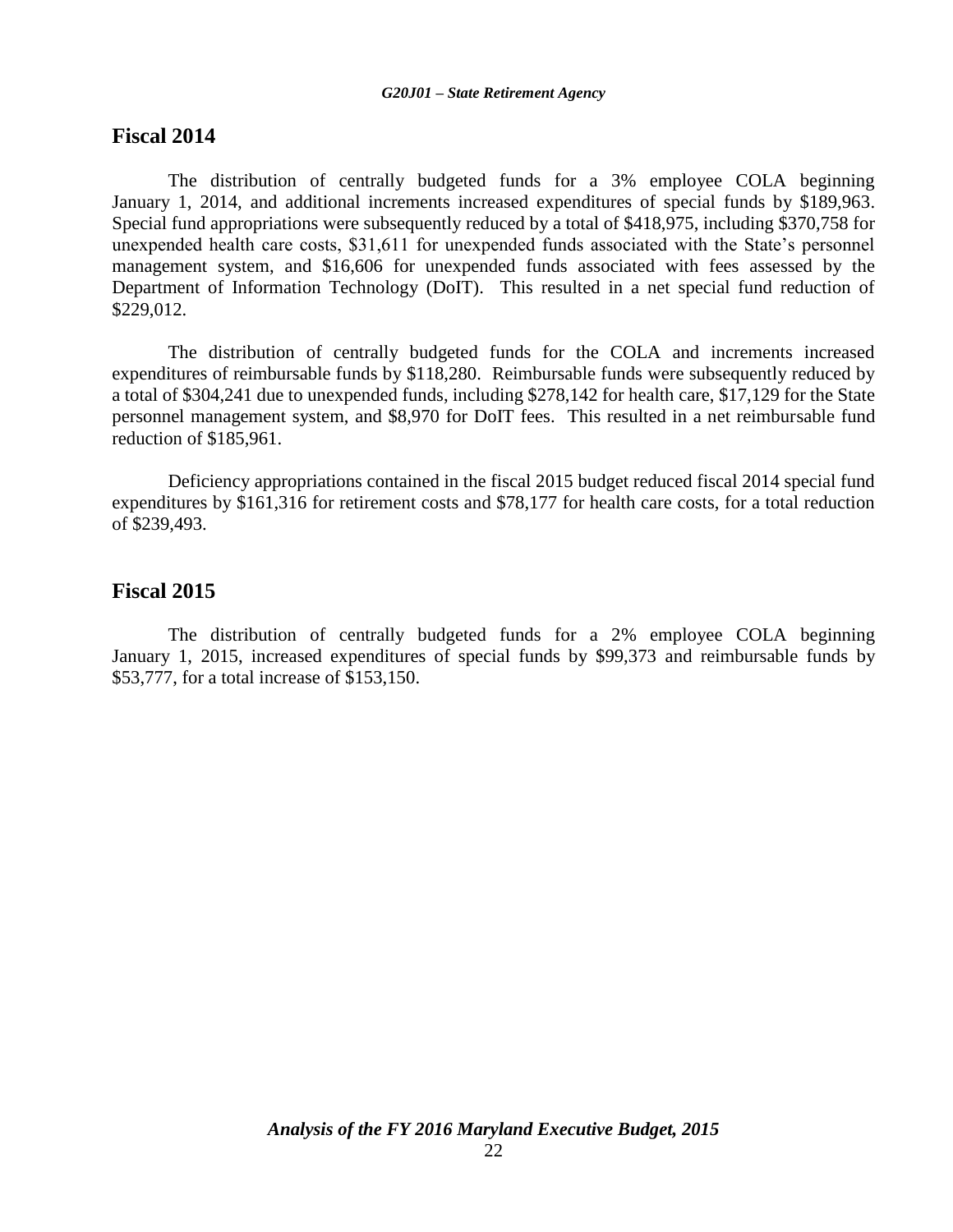## Fiscal 2014

The distribution of centrally budgeted funds for a 3% employee COLA beginning January 1, 2014, and additional increments increased expenditures of special funds by $189,963. Special fund appropriations were subsequently reduced by a total of $418,975, including $370,758 for unexpended health care costs, $31,611 for unexpended funds associated with the State's personnel management system, and $16,606 for unexpended funds associated with fees assessed by the Department of Information Technology (DoIT). This resulted in a net special fund reduction of $229,012.

The distribution of centrally budgeted funds for the COLA and increments increased expenditures of reimbursable funds by $118,280. Reimbursable funds were subsequently reduced by a total of $304,241 due to unexpended funds, including $278,142 for health care, $17,129 for the State personnel management system, and $8,970 for DoIT fees. This resulted in a net reimbursable fund reduction of $185,961.

Deficiency appropriations contained in the fiscal 2015 budget reduced fiscal 2014 special fund expenditures by $161,316 for retirement costs and $78,177 for health care costs, for a total reduction of $239,493.

## Fiscal 2015

The distribution of centrally budgeted funds for a 2% employee COLA beginning January 1, 2015, increased expenditures of special funds by $99,373 and reimbursable funds by $53,777, for a total increase of $153,150.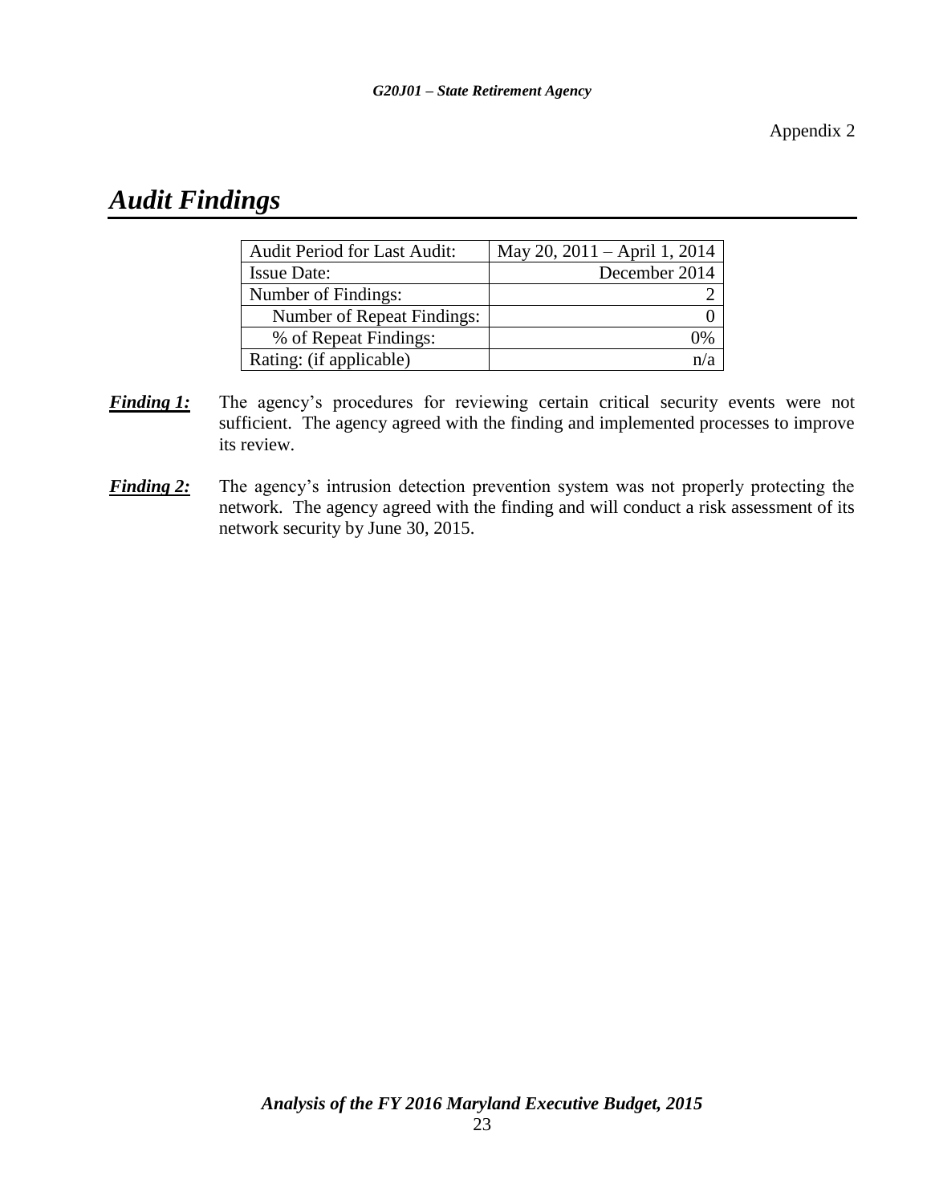Appendix 2

# *Audit Findings*

| Audit Period for Last Audit: | May 20, 2011 – April 1, 2014 |
|---|---|
| Issue Date: | December 2014 |
| Number of Findings: | 2 |
| Number of Repeat Findings: | 0 |
| % of Repeat Findings: | 0% |
| Rating: (if applicable) | n/a |

***Finding 1:*** The agency's procedures for reviewing certain critical security events were not sufficient. The agency agreed with the finding and implemented processes to improve its review.

***Finding 2:*** The agency's intrusion detection prevention system was not properly protecting the network. The agency agreed with the finding and will conduct a risk assessment of its network security by June 30, 2015.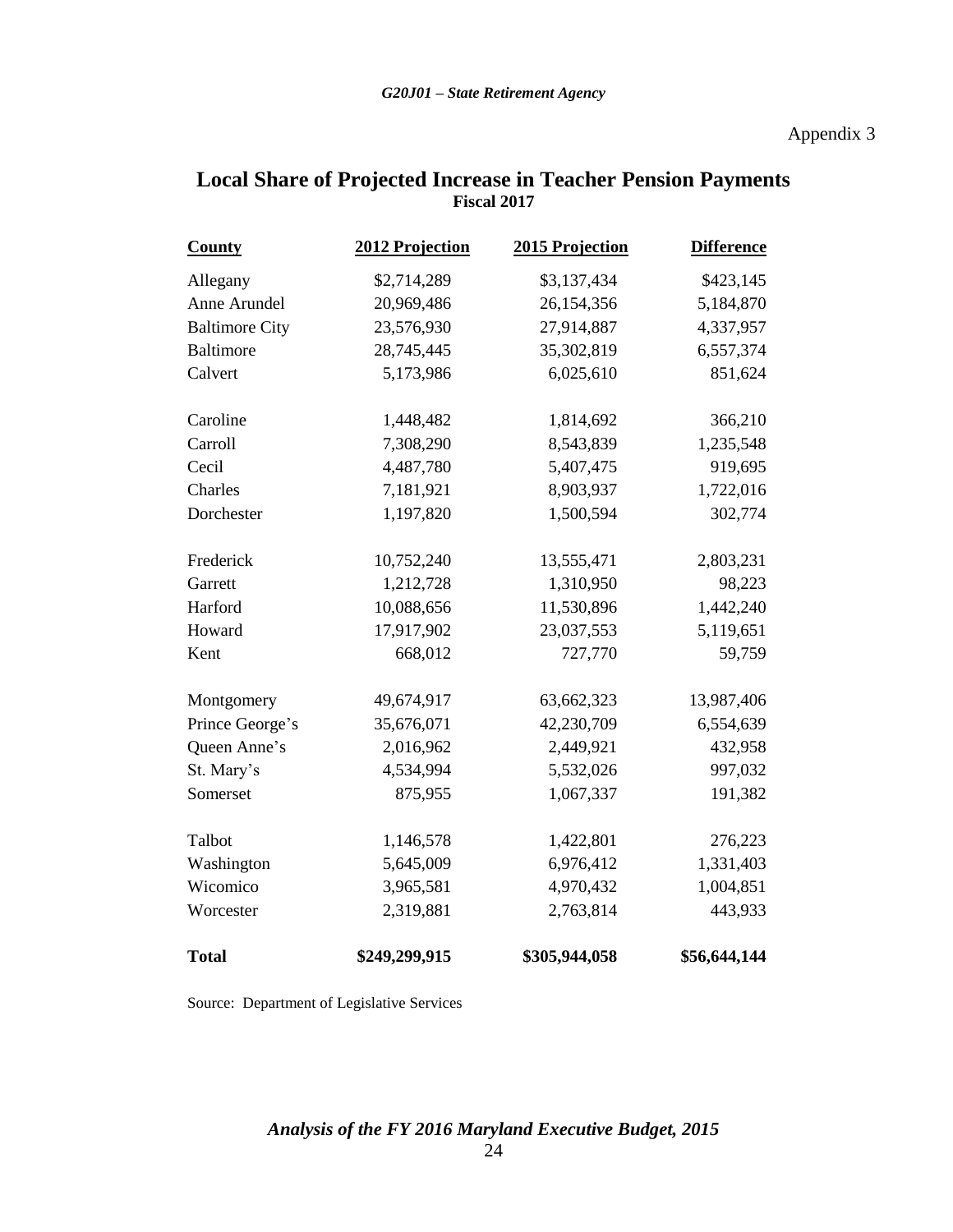Appendix 3

## Local Share of Projected Increase in Teacher Pension Payments
**Fiscal 2017**

| County | 2012 Projection | 2015 Projection | Difference |
|---|---|---|---|
| Allegany | $2,714,289 | $3,137,434 | $423,145 |
| Anne Arundel | 20,969,486 | 26,154,356 | 5,184,870 |
| Baltimore City | 23,576,930 | 27,914,887 | 4,337,957 |
| Baltimore | 28,745,445 | 35,302,819 | 6,557,374 |
| Calvert | 5,173,986 | 6,025,610 | 851,624 |
| Caroline | 1,448,482 | 1,814,692 | 366,210 |
| Carroll | 7,308,290 | 8,543,839 | 1,235,548 |
| Cecil | 4,487,780 | 5,407,475 | 919,695 |
| Charles | 7,181,921 | 8,903,937 | 1,722,016 |
| Dorchester | 1,197,820 | 1,500,594 | 302,774 |
| Frederick | 10,752,240 | 13,555,471 | 2,803,231 |
| Garrett | 1,212,728 | 1,310,950 | 98,223 |
| Harford | 10,088,656 | 11,530,896 | 1,442,240 |
| Howard | 17,917,902 | 23,037,553 | 5,119,651 |
| Kent | 668,012 | 727,770 | 59,759 |
| Montgomery | 49,674,917 | 63,662,323 | 13,987,406 |
| Prince George's | 35,676,071 | 42,230,709 | 6,554,639 |
| Queen Anne's | 2,016,962 | 2,449,921 | 432,958 |
| St. Mary's | 4,534,994 | 5,532,026 | 997,032 |
| Somerset | 875,955 | 1,067,337 | 191,382 |
| Talbot | 1,146,578 | 1,422,801 | 276,223 |
| Washington | 5,645,009 | 6,976,412 | 1,331,403 |
| Wicomico | 3,965,581 | 4,970,432 | 1,004,851 |
| Worcester | 2,319,881 | 2,763,814 | 443,933 |
| **Total** | **$249,299,915** | **$305,944,058** | **$56,644,144** |

Source: Department of Legislative Services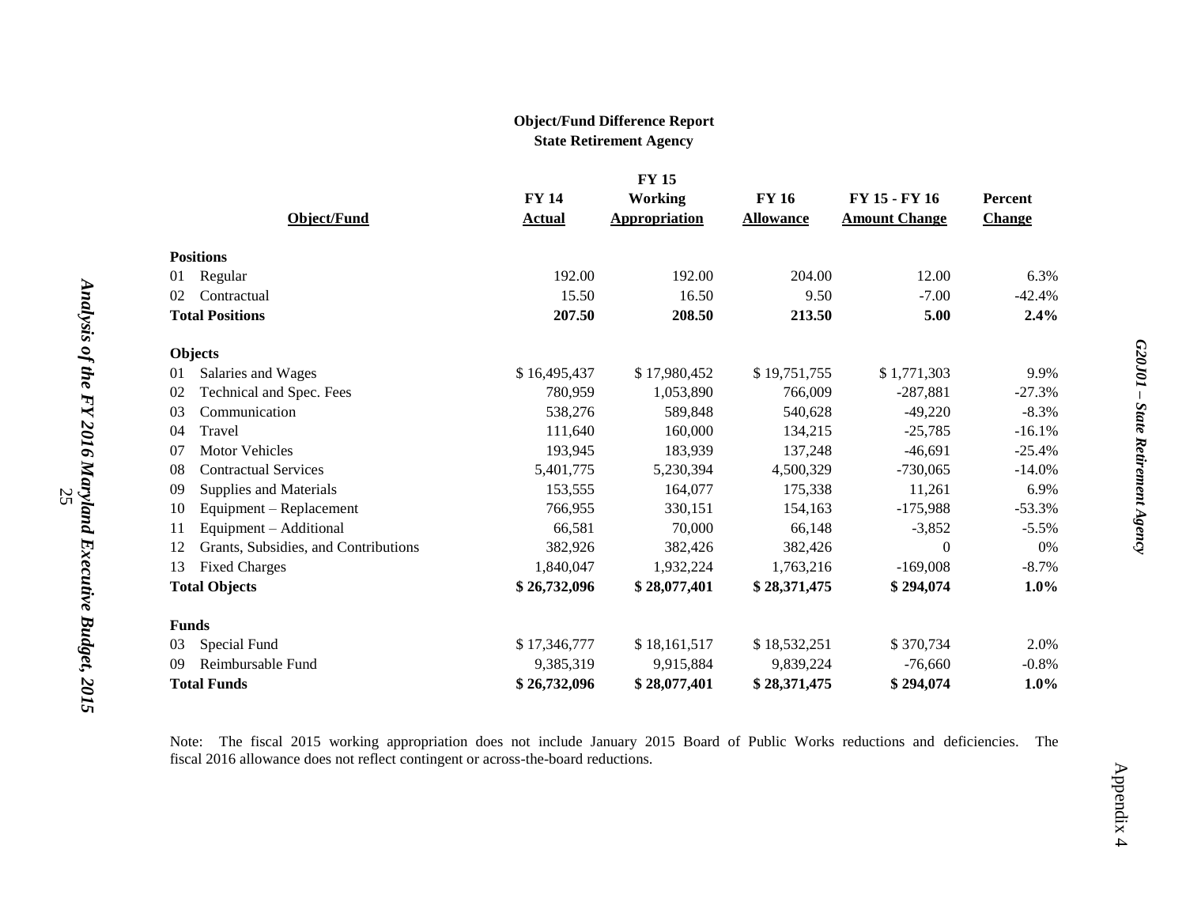**Object/Fund Difference Report**
**State Retirement Agency**

| Object/Fund | FY 14 Actual | FY 15 Working Appropriation | FY 16 Allowance | FY 15 - FY 16 Amount Change | Percent Change |
|---|---|---|---|---|---|
| **Positions** | | | | | |
| 01 Regular | 192.00 | 192.00 | 204.00 | 12.00 | 6.3% |
| 02 Contractual | 15.50 | 16.50 | 9.50 | -7.00 | -42.4% |
| **Total Positions** | **207.50** | **208.50** | **213.50** | **5.00** | **2.4%** |
| **Objects** | | | | | |
| 01 Salaries and Wages | $ 16,495,437 | $ 17,980,452 | $ 19,751,755 | $ 1,771,303 | 9.9% |
| 02 Technical and Spec. Fees | 780,959 | 1,053,890 | 766,009 | -287,881 | -27.3% |
| 03 Communication | 538,276 | 589,848 | 540,628 | -49,220 | -8.3% |
| 04 Travel | 111,640 | 160,000 | 134,215 | -25,785 | -16.1% |
| 07 Motor Vehicles | 193,945 | 183,939 | 137,248 | -46,691 | -25.4% |
| 08 Contractual Services | 5,401,775 | 5,230,394 | 4,500,329 | -730,065 | -14.0% |
| 09 Supplies and Materials | 153,555 | 164,077 | 175,338 | 11,261 | 6.9% |
| 10 Equipment – Replacement | 766,955 | 330,151 | 154,163 | -175,988 | -53.3% |
| 11 Equipment – Additional | 66,581 | 70,000 | 66,148 | -3,852 | -5.5% |
| 12 Grants, Subsidies, and Contributions | 382,926 | 382,426 | 382,426 | 0 | 0% |
| 13 Fixed Charges | 1,840,047 | 1,932,224 | 1,763,216 | -169,008 | -8.7% |
| **Total Objects** | **$ 26,732,096** | **$ 28,077,401** | **$ 28,371,475** | **$ 294,074** | **1.0%** |
| **Funds** | | | | | |
| 03 Special Fund | $ 17,346,777 | $ 18,161,517 | $ 18,532,251 | $ 370,734 | 2.0% |
| 09 Reimbursable Fund | 9,385,319 | 9,915,884 | 9,839,224 | -76,660 | -0.8% |
| **Total Funds** | **$ 26,732,096** | **$ 28,077,401** | **$ 28,371,475** | **$ 294,074** | **1.0%** |

Note: The fiscal 2015 working appropriation does not include January 2015 Board of Public Works reductions and deficiencies. The fiscal 2016 allowance does not reflect contingent or across-the-board reductions.

Appendix 4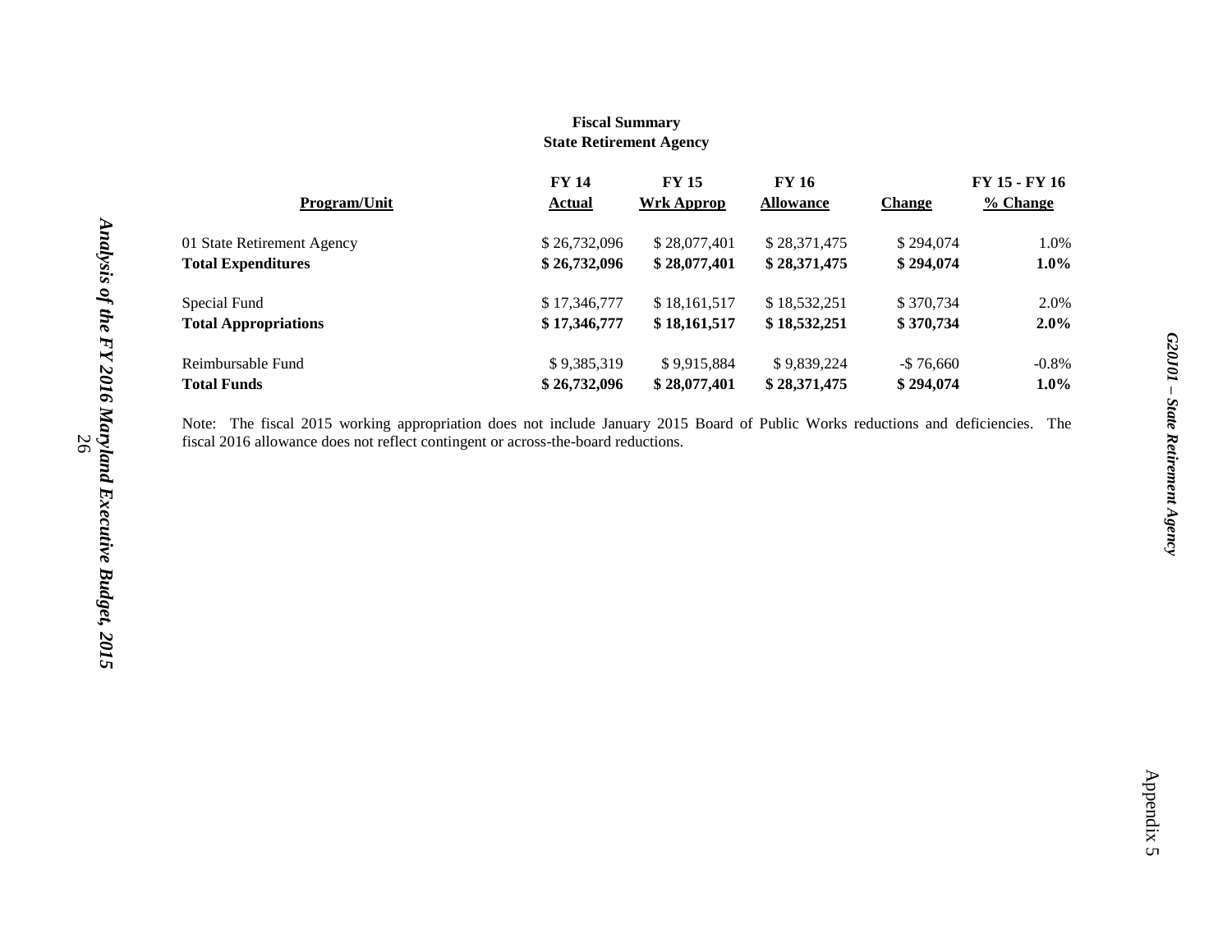**Fiscal Summary**
**State Retirement Agency**

| Program/Unit | FY 14 Actual | FY 15 Wrk Approp | FY 16 Allowance | Change | FY 15 - FY 16 % Change |
|---|---|---|---|---|---|
| 01 State Retirement Agency | $ 26,732,096 | $ 28,077,401 | $ 28,371,475 | $ 294,074 | 1.0% |
| **Total Expenditures** | **$ 26,732,096** | **$ 28,077,401** | **$ 28,371,475** | **$ 294,074** | **1.0%** |
| | | | | | |
| Special Fund | $ 17,346,777 | $ 18,161,517 | $ 18,532,251 | $ 370,734 | 2.0% |
| **Total Appropriations** | **$ 17,346,777** | **$ 18,161,517** | **$ 18,532,251** | **$ 370,734** | **2.0%** |
| | | | | | |
| Reimbursable Fund | $ 9,385,319 | $ 9,915,884 | $ 9,839,224 | -$ 76,660 | -0.8% |
| **Total Funds** | **$ 26,732,096** | **$ 28,077,401** | **$ 28,371,475** | **$ 294,074** | **1.0%** |

Note: The fiscal 2015 working appropriation does not include January 2015 Board of Public Works reductions and deficiencies. The fiscal 2016 allowance does not reflect contingent or across-the-board reductions.

Appendix 5